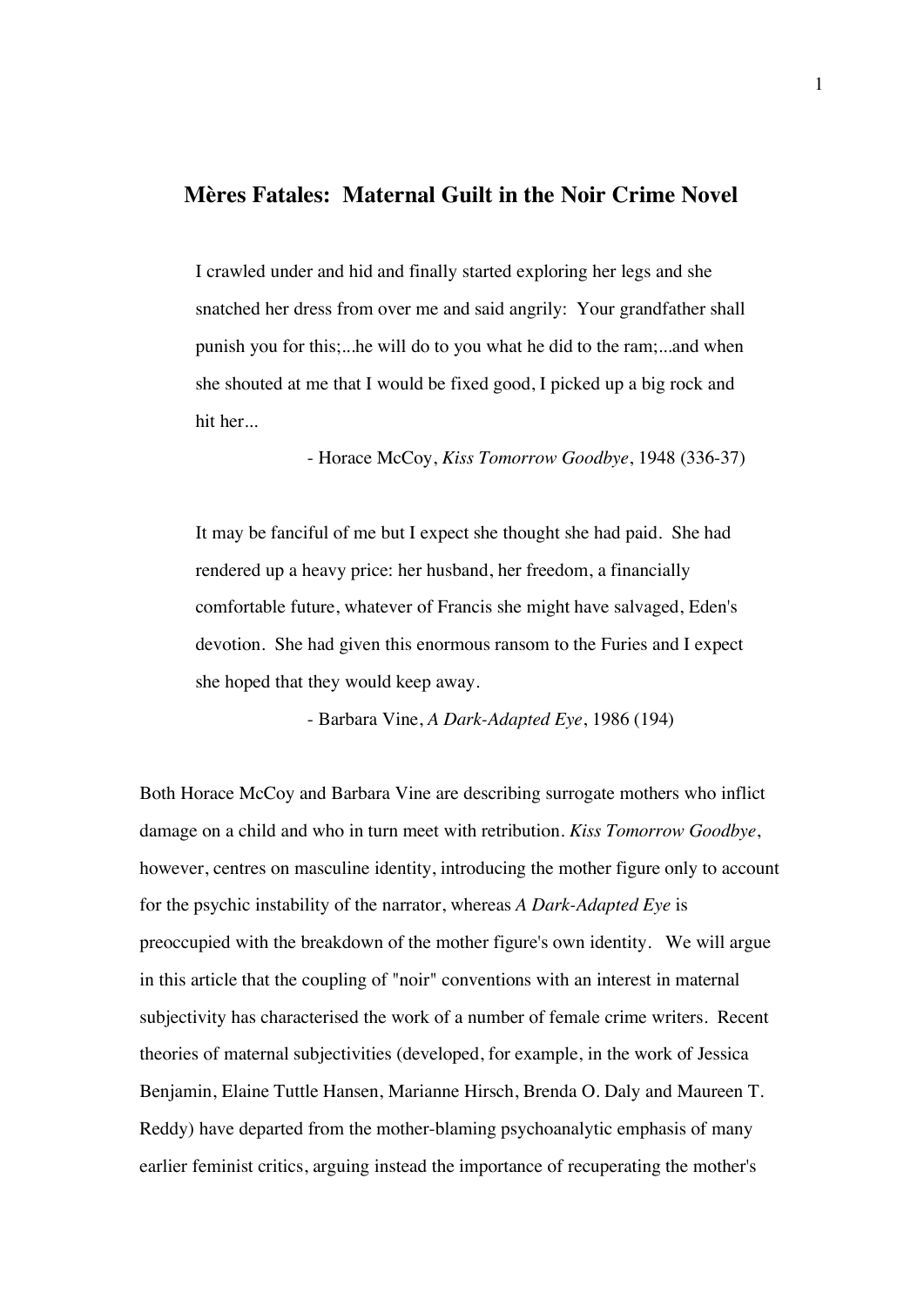# Mères Fatales: Maternal Guilt in the Noir Crime Novel

> I crawled under and hid and finally started exploring her legs and she snatched her dress from over me and said angrily: Your grandfather shall punish you for this;...he will do to you what he did to the ram;...and when she shouted at me that I would be fixed good, I picked up a big rock and hit her...
>
> - Horace McCoy, *Kiss Tomorrow Goodbye*, 1948 (336-37)

> It may be fanciful of me but I expect she thought she had paid. She had rendered up a heavy price: her husband, her freedom, a financially comfortable future, whatever of Francis she might have salvaged, Eden's devotion. She had given this enormous ransom to the Furies and I expect she hoped that they would keep away.
>
> - Barbara Vine, *A Dark-Adapted Eye*, 1986 (194)

Both Horace McCoy and Barbara Vine are describing surrogate mothers who inflict damage on a child and who in turn meet with retribution. *Kiss Tomorrow Goodbye*, however, centres on masculine identity, introducing the mother figure only to account for the psychic instability of the narrator, whereas *A Dark-Adapted Eye* is preoccupied with the breakdown of the mother figure's own identity. We will argue in this article that the coupling of "noir" conventions with an interest in maternal subjectivity has characterised the work of a number of female crime writers. Recent theories of maternal subjectivities (developed, for example, in the work of Jessica Benjamin, Elaine Tuttle Hansen, Marianne Hirsch, Brenda O. Daly and Maureen T. Reddy) have departed from the mother-blaming psychoanalytic emphasis of many earlier feminist critics, arguing instead the importance of recuperating the mother's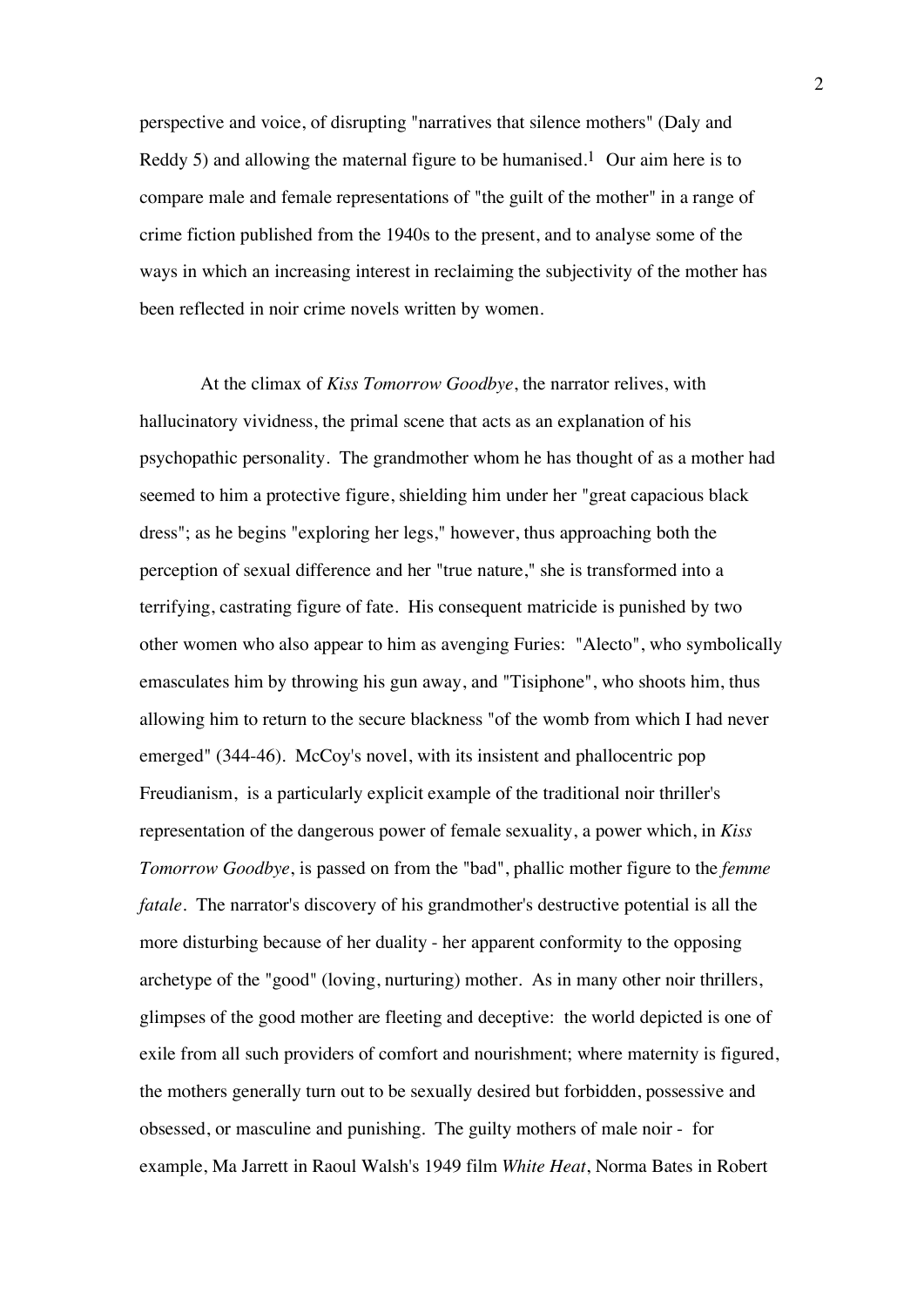perspective and voice, of disrupting "narratives that silence mothers" (Daly and Reddy 5) and allowing the maternal figure to be humanised.[1] Our aim here is to compare male and female representations of "the guilt of the mother" in a range of crime fiction published from the 1940s to the present, and to analyse some of the ways in which an increasing interest in reclaiming the subjectivity of the mother has been reflected in noir crime novels written by women.

At the climax of *Kiss Tomorrow Goodbye*, the narrator relives, with hallucinatory vividness, the primal scene that acts as an explanation of his psychopathic personality. The grandmother whom he has thought of as a mother had seemed to him a protective figure, shielding him under her "great capacious black dress"; as he begins "exploring her legs," however, thus approaching both the perception of sexual difference and her "true nature," she is transformed into a terrifying, castrating figure of fate. His consequent matricide is punished by two other women who also appear to him as avenging Furies: "Alecto", who symbolically emasculates him by throwing his gun away, and "Tisiphone", who shoots him, thus allowing him to return to the secure blackness "of the womb from which I had never emerged" (344-46). McCoy's novel, with its insistent and phallocentric pop Freudianism, is a particularly explicit example of the traditional noir thriller's representation of the dangerous power of female sexuality, a power which, in *Kiss Tomorrow Goodbye*, is passed on from the "bad", phallic mother figure to the *femme fatale*. The narrator's discovery of his grandmother's destructive potential is all the more disturbing because of her duality - her apparent conformity to the opposing archetype of the "good" (loving, nurturing) mother. As in many other noir thrillers, glimpses of the good mother are fleeting and deceptive: the world depicted is one of exile from all such providers of comfort and nourishment; where maternity is figured, the mothers generally turn out to be sexually desired but forbidden, possessive and obsessed, or masculine and punishing. The guilty mothers of male noir - for example, Ma Jarrett in Raoul Walsh's 1949 film *White Heat*, Norma Bates in Robert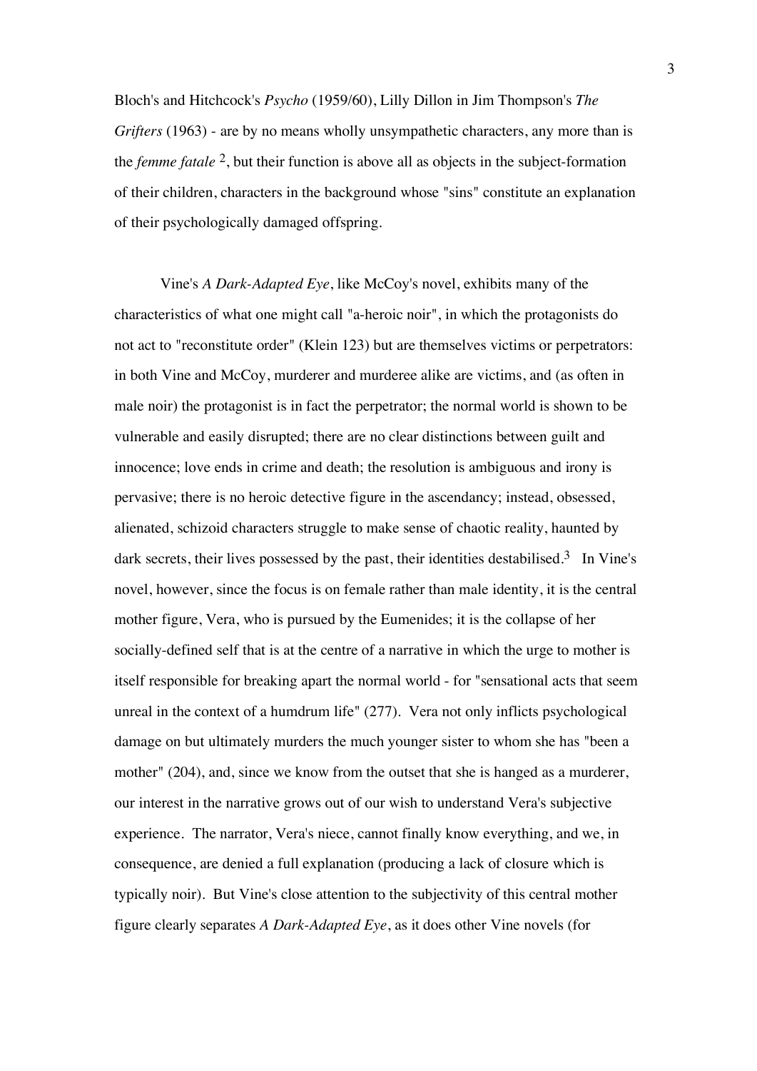Bloch's and Hitchcock's *Psycho* (1959/60), Lilly Dillon in Jim Thompson's *The Grifters* (1963) - are by no means wholly unsympathetic characters, any more than is the *femme fatale* [2], but their function is above all as objects in the subject-formation of their children, characters in the background whose "sins" constitute an explanation of their psychologically damaged offspring.

Vine's *A Dark-Adapted Eye*, like McCoy's novel, exhibits many of the characteristics of what one might call "a-heroic noir", in which the protagonists do not act to "reconstitute order" (Klein 123) but are themselves victims or perpetrators: in both Vine and McCoy, murderer and murderee alike are victims, and (as often in male noir) the protagonist is in fact the perpetrator; the normal world is shown to be vulnerable and easily disrupted; there are no clear distinctions between guilt and innocence; love ends in crime and death; the resolution is ambiguous and irony is pervasive; there is no heroic detective figure in the ascendancy; instead, obsessed, alienated, schizoid characters struggle to make sense of chaotic reality, haunted by dark secrets, their lives possessed by the past, their identities destabilised.[3] In Vine's novel, however, since the focus is on female rather than male identity, it is the central mother figure, Vera, who is pursued by the Eumenides; it is the collapse of her socially-defined self that is at the centre of a narrative in which the urge to mother is itself responsible for breaking apart the normal world - for "sensational acts that seem unreal in the context of a humdrum life" (277). Vera not only inflicts psychological damage on but ultimately murders the much younger sister to whom she has "been a mother" (204), and, since we know from the outset that she is hanged as a murderer, our interest in the narrative grows out of our wish to understand Vera's subjective experience. The narrator, Vera's niece, cannot finally know everything, and we, in consequence, are denied a full explanation (producing a lack of closure which is typically noir). But Vine's close attention to the subjectivity of this central mother figure clearly separates *A Dark-Adapted Eye*, as it does other Vine novels (for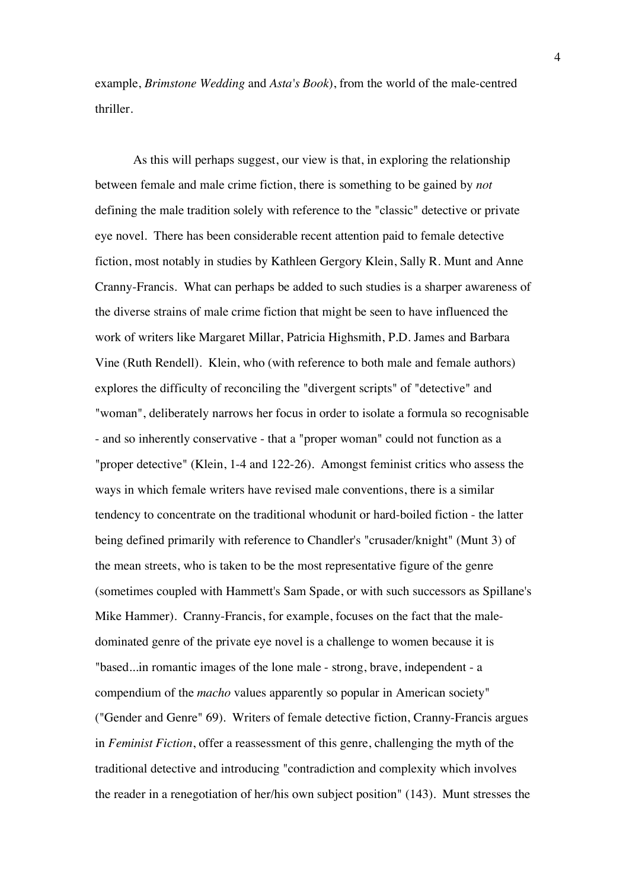example, *Brimstone Wedding* and *Asta's Book*), from the world of the male-centred thriller.

As this will perhaps suggest, our view is that, in exploring the relationship between female and male crime fiction, there is something to be gained by *not* defining the male tradition solely with reference to the "classic" detective or private eye novel. There has been considerable recent attention paid to female detective fiction, most notably in studies by Kathleen Gergory Klein, Sally R. Munt and Anne Cranny-Francis. What can perhaps be added to such studies is a sharper awareness of the diverse strains of male crime fiction that might be seen to have influenced the work of writers like Margaret Millar, Patricia Highsmith, P.D. James and Barbara Vine (Ruth Rendell). Klein, who (with reference to both male and female authors) explores the difficulty of reconciling the "divergent scripts" of "detective" and "woman", deliberately narrows her focus in order to isolate a formula so recognisable - and so inherently conservative - that a "proper woman" could not function as a "proper detective" (Klein, 1-4 and 122-26). Amongst feminist critics who assess the ways in which female writers have revised male conventions, there is a similar tendency to concentrate on the traditional whodunit or hard-boiled fiction - the latter being defined primarily with reference to Chandler's "crusader/knight" (Munt 3) of the mean streets, who is taken to be the most representative figure of the genre (sometimes coupled with Hammett's Sam Spade, or with such successors as Spillane's Mike Hammer). Cranny-Francis, for example, focuses on the fact that the male-dominated genre of the private eye novel is a challenge to women because it is "based...in romantic images of the lone male - strong, brave, independent - a compendium of the *macho* values apparently so popular in American society" ("Gender and Genre" 69). Writers of female detective fiction, Cranny-Francis argues in *Feminist Fiction*, offer a reassessment of this genre, challenging the myth of the traditional detective and introducing "contradiction and complexity which involves the reader in a renegotiation of her/his own subject position" (143). Munt stresses the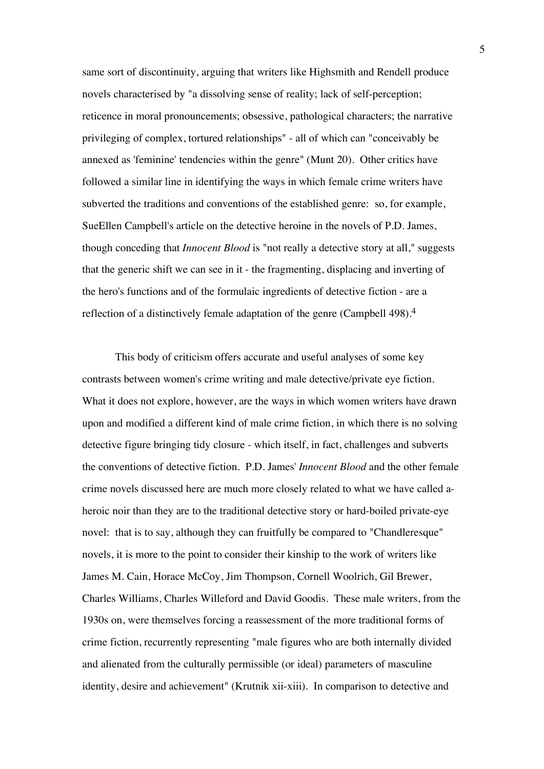same sort of discontinuity, arguing that writers like Highsmith and Rendell produce novels characterised by "a dissolving sense of reality; lack of self-perception; reticence in moral pronouncements; obsessive, pathological characters; the narrative privileging of complex, tortured relationships" - all of which can "conceivably be annexed as 'feminine' tendencies within the genre" (Munt 20). Other critics have followed a similar line in identifying the ways in which female crime writers have subverted the traditions and conventions of the established genre: so, for example, SueEllen Campbell's article on the detective heroine in the novels of P.D. James, though conceding that *Innocent Blood* is "not really a detective story at all," suggests that the generic shift we can see in it - the fragmenting, displacing and inverting of the hero's functions and of the formulaic ingredients of detective fiction - are a reflection of a distinctively female adaptation of the genre (Campbell 498).[4]

This body of criticism offers accurate and useful analyses of some key contrasts between women's crime writing and male detective/private eye fiction. What it does not explore, however, are the ways in which women writers have drawn upon and modified a different kind of male crime fiction, in which there is no solving detective figure bringing tidy closure - which itself, in fact, challenges and subverts the conventions of detective fiction. P.D. James' *Innocent Blood* and the other female crime novels discussed here are much more closely related to what we have called a-heroic noir than they are to the traditional detective story or hard-boiled private-eye novel: that is to say, although they can fruitfully be compared to "Chandleresque" novels, it is more to the point to consider their kinship to the work of writers like James M. Cain, Horace McCoy, Jim Thompson, Cornell Woolrich, Gil Brewer, Charles Williams, Charles Willeford and David Goodis. These male writers, from the 1930s on, were themselves forcing a reassessment of the more traditional forms of crime fiction, recurrently representing "male figures who are both internally divided and alienated from the culturally permissible (or ideal) parameters of masculine identity, desire and achievement" (Krutnik xii-xiii). In comparison to detective and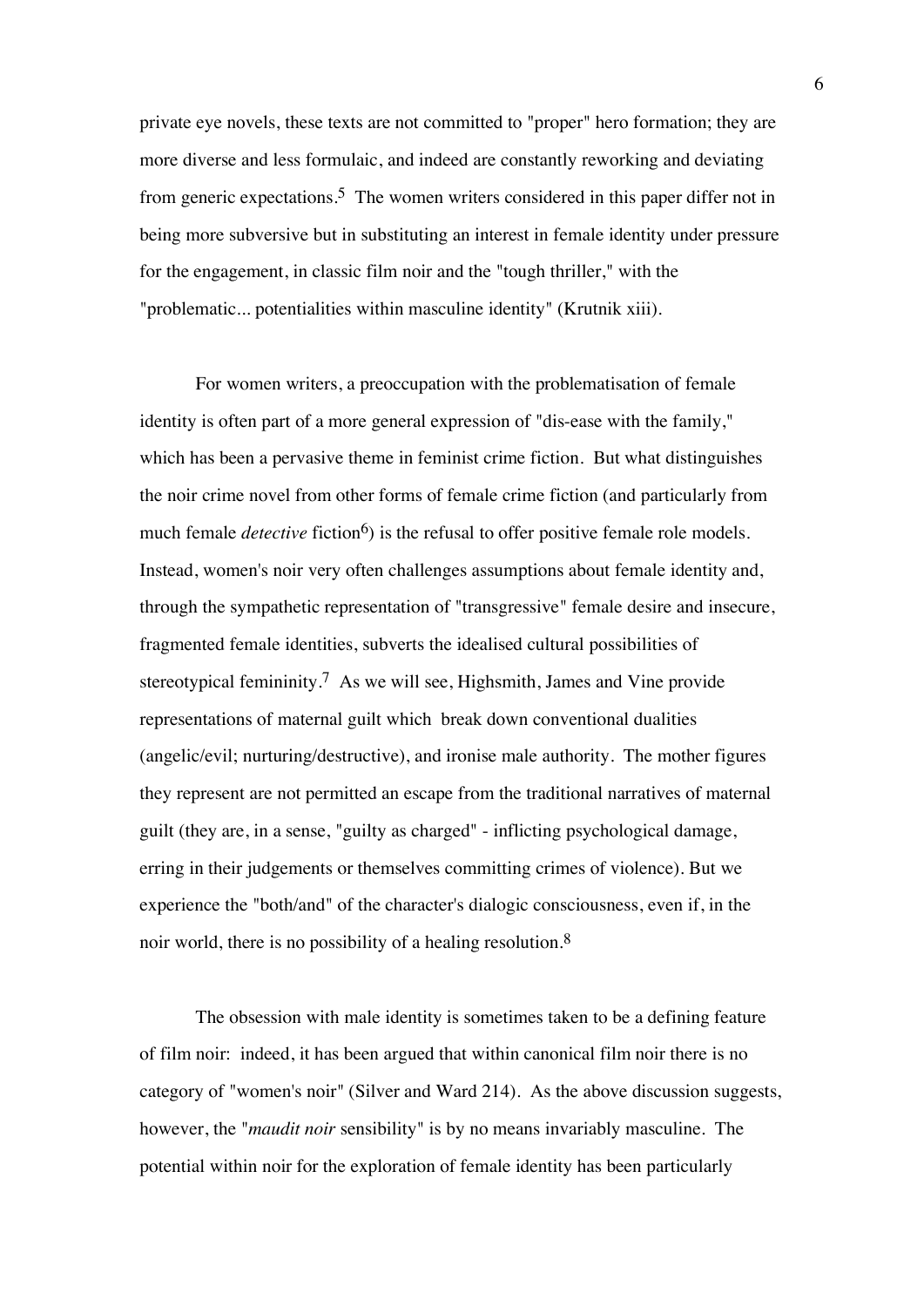private eye novels, these texts are not committed to "proper" hero formation; they are more diverse and less formulaic, and indeed are constantly reworking and deviating from generic expectations.[5] The women writers considered in this paper differ not in being more subversive but in substituting an interest in female identity under pressure for the engagement, in classic film noir and the "tough thriller," with the "problematic... potentialities within masculine identity" (Krutnik xiii).

For women writers, a preoccupation with the problematisation of female identity is often part of a more general expression of "dis-ease with the family," which has been a pervasive theme in feminist crime fiction. But what distinguishes the noir crime novel from other forms of female crime fiction (and particularly from much female *detective* fiction[6]) is the refusal to offer positive female role models. Instead, women's noir very often challenges assumptions about female identity and, through the sympathetic representation of "transgressive" female desire and insecure, fragmented female identities, subverts the idealised cultural possibilities of stereotypical femininity.[7] As we will see, Highsmith, James and Vine provide representations of maternal guilt which break down conventional dualities (angelic/evil; nurturing/destructive), and ironise male authority. The mother figures they represent are not permitted an escape from the traditional narratives of maternal guilt (they are, in a sense, "guilty as charged" - inflicting psychological damage, erring in their judgements or themselves committing crimes of violence). But we experience the "both/and" of the character's dialogic consciousness, even if, in the noir world, there is no possibility of a healing resolution.[8]

The obsession with male identity is sometimes taken to be a defining feature of film noir: indeed, it has been argued that within canonical film noir there is no category of "women's noir" (Silver and Ward 214). As the above discussion suggests, however, the "*maudit noir* sensibility" is by no means invariably masculine. The potential within noir for the exploration of female identity has been particularly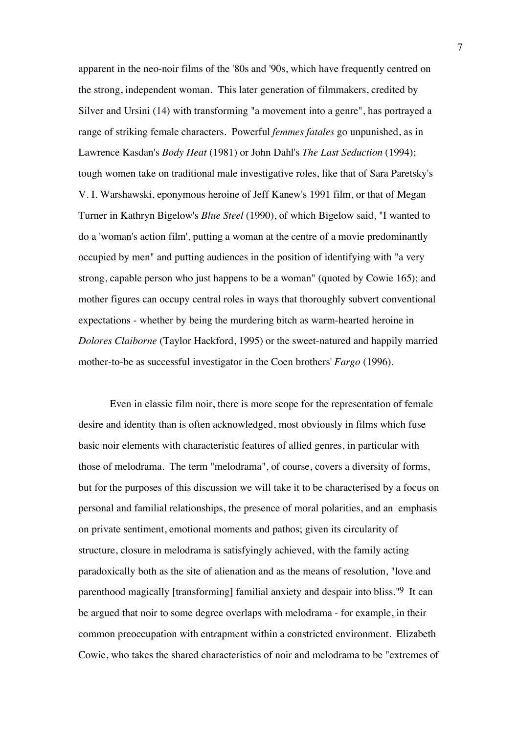apparent in the neo-noir films of the '80s and '90s, which have frequently centred on the strong, independent woman. This later generation of filmmakers, credited by Silver and Ursini (14) with transforming "a movement into a genre", has portrayed a range of striking female characters. Powerful *femmes fatales* go unpunished, as in Lawrence Kasdan's *Body Heat* (1981) or John Dahl's *The Last Seduction* (1994); tough women take on traditional male investigative roles, like that of Sara Paretsky's V. I. Warshawski, eponymous heroine of Jeff Kanew's 1991 film, or that of Megan Turner in Kathryn Bigelow's *Blue Steel* (1990), of which Bigelow said, "I wanted to do a 'woman's action film', putting a woman at the centre of a movie predominantly occupied by men" and putting audiences in the position of identifying with "a very strong, capable person who just happens to be a woman" (quoted by Cowie 165); and mother figures can occupy central roles in ways that thoroughly subvert conventional expectations - whether by being the murdering bitch as warm-hearted heroine in *Dolores Claiborne* (Taylor Hackford, 1995) or the sweet-natured and happily married mother-to-be as successful investigator in the Coen brothers' *Fargo* (1996).

Even in classic film noir, there is more scope for the representation of female desire and identity than is often acknowledged, most obviously in films which fuse basic noir elements with characteristic features of allied genres, in particular with those of melodrama. The term "melodrama", of course, covers a diversity of forms, but for the purposes of this discussion we will take it to be characterised by a focus on personal and familial relationships, the presence of moral polarities, and an emphasis on private sentiment, emotional moments and pathos; given its circularity of structure, closure in melodrama is satisfyingly achieved, with the family acting paradoxically both as the site of alienation and as the means of resolution, "love and parenthood magically [transforming] familial anxiety and despair into bliss."[9] It can be argued that noir to some degree overlaps with melodrama - for example, in their common preoccupation with entrapment within a constricted environment. Elizabeth Cowie, who takes the shared characteristics of noir and melodrama to be "extremes of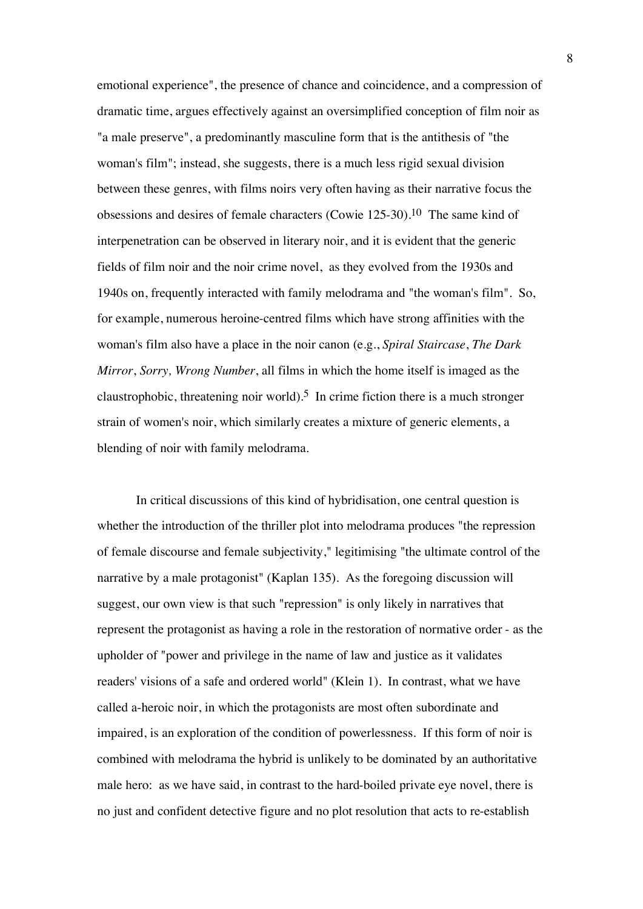emotional experience", the presence of chance and coincidence, and a compression of dramatic time, argues effectively against an oversimplified conception of film noir as "a male preserve", a predominantly masculine form that is the antithesis of "the woman's film"; instead, she suggests, there is a much less rigid sexual division between these genres, with films noirs very often having as their narrative focus the obsessions and desires of female characters (Cowie 125-30).[10] The same kind of interpenetration can be observed in literary noir, and it is evident that the generic fields of film noir and the noir crime novel, as they evolved from the 1930s and 1940s on, frequently interacted with family melodrama and "the woman's film". So, for example, numerous heroine-centred films which have strong affinities with the woman's film also have a place in the noir canon (e.g., *Spiral Staircase*, *The Dark Mirror*, *Sorry, Wrong Number*, all films in which the home itself is imaged as the claustrophobic, threatening noir world).[5] In crime fiction there is a much stronger strain of women's noir, which similarly creates a mixture of generic elements, a blending of noir with family melodrama.

In critical discussions of this kind of hybridisation, one central question is whether the introduction of the thriller plot into melodrama produces "the repression of female discourse and female subjectivity," legitimising "the ultimate control of the narrative by a male protagonist" (Kaplan 135). As the foregoing discussion will suggest, our own view is that such "repression" is only likely in narratives that represent the protagonist as having a role in the restoration of normative order - as the upholder of "power and privilege in the name of law and justice as it validates readers' visions of a safe and ordered world" (Klein 1). In contrast, what we have called a-heroic noir, in which the protagonists are most often subordinate and impaired, is an exploration of the condition of powerlessness. If this form of noir is combined with melodrama the hybrid is unlikely to be dominated by an authoritative male hero: as we have said, in contrast to the hard-boiled private eye novel, there is no just and confident detective figure and no plot resolution that acts to re-establish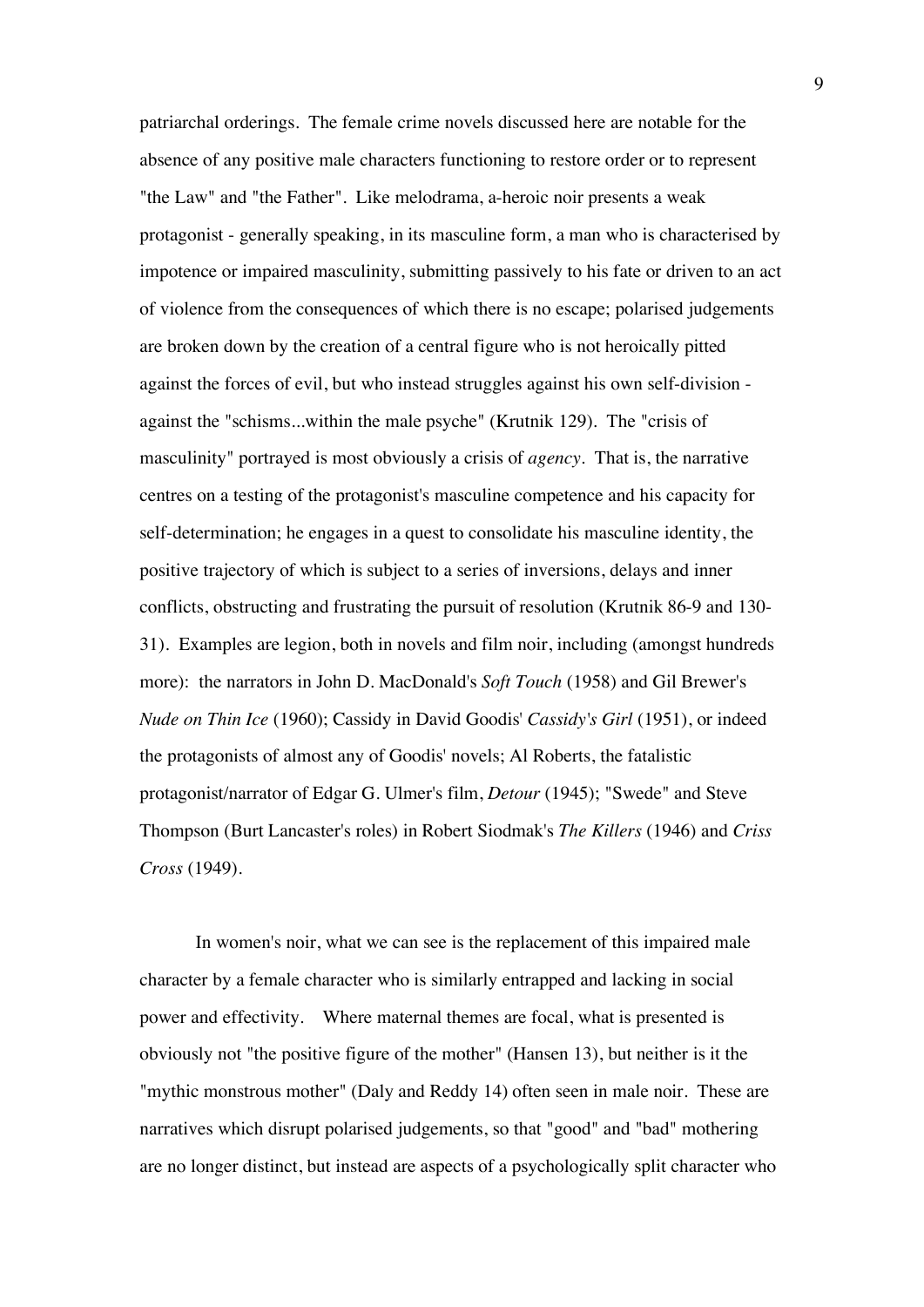patriarchal orderings. The female crime novels discussed here are notable for the absence of any positive male characters functioning to restore order or to represent "the Law" and "the Father". Like melodrama, a-heroic noir presents a weak protagonist - generally speaking, in its masculine form, a man who is characterised by impotence or impaired masculinity, submitting passively to his fate or driven to an act of violence from the consequences of which there is no escape; polarised judgements are broken down by the creation of a central figure who is not heroically pitted against the forces of evil, but who instead struggles against his own self-division - against the "schisms...within the male psyche" (Krutnik 129). The "crisis of masculinity" portrayed is most obviously a crisis of *agency*. That is, the narrative centres on a testing of the protagonist's masculine competence and his capacity for self-determination; he engages in a quest to consolidate his masculine identity, the positive trajectory of which is subject to a series of inversions, delays and inner conflicts, obstructing and frustrating the pursuit of resolution (Krutnik 86-9 and 130-31). Examples are legion, both in novels and film noir, including (amongst hundreds more): the narrators in John D. MacDonald's *Soft Touch* (1958) and Gil Brewer's *Nude on Thin Ice* (1960); Cassidy in David Goodis' *Cassidy's Girl* (1951), or indeed the protagonists of almost any of Goodis' novels; Al Roberts, the fatalistic protagonist/narrator of Edgar G. Ulmer's film, *Detour* (1945); "Swede" and Steve Thompson (Burt Lancaster's roles) in Robert Siodmak's *The Killers* (1946) and *Criss Cross* (1949).

In women's noir, what we can see is the replacement of this impaired male character by a female character who is similarly entrapped and lacking in social power and effectivity. Where maternal themes are focal, what is presented is obviously not "the positive figure of the mother" (Hansen 13), but neither is it the "mythic monstrous mother" (Daly and Reddy 14) often seen in male noir. These are narratives which disrupt polarised judgements, so that "good" and "bad" mothering are no longer distinct, but instead are aspects of a psychologically split character who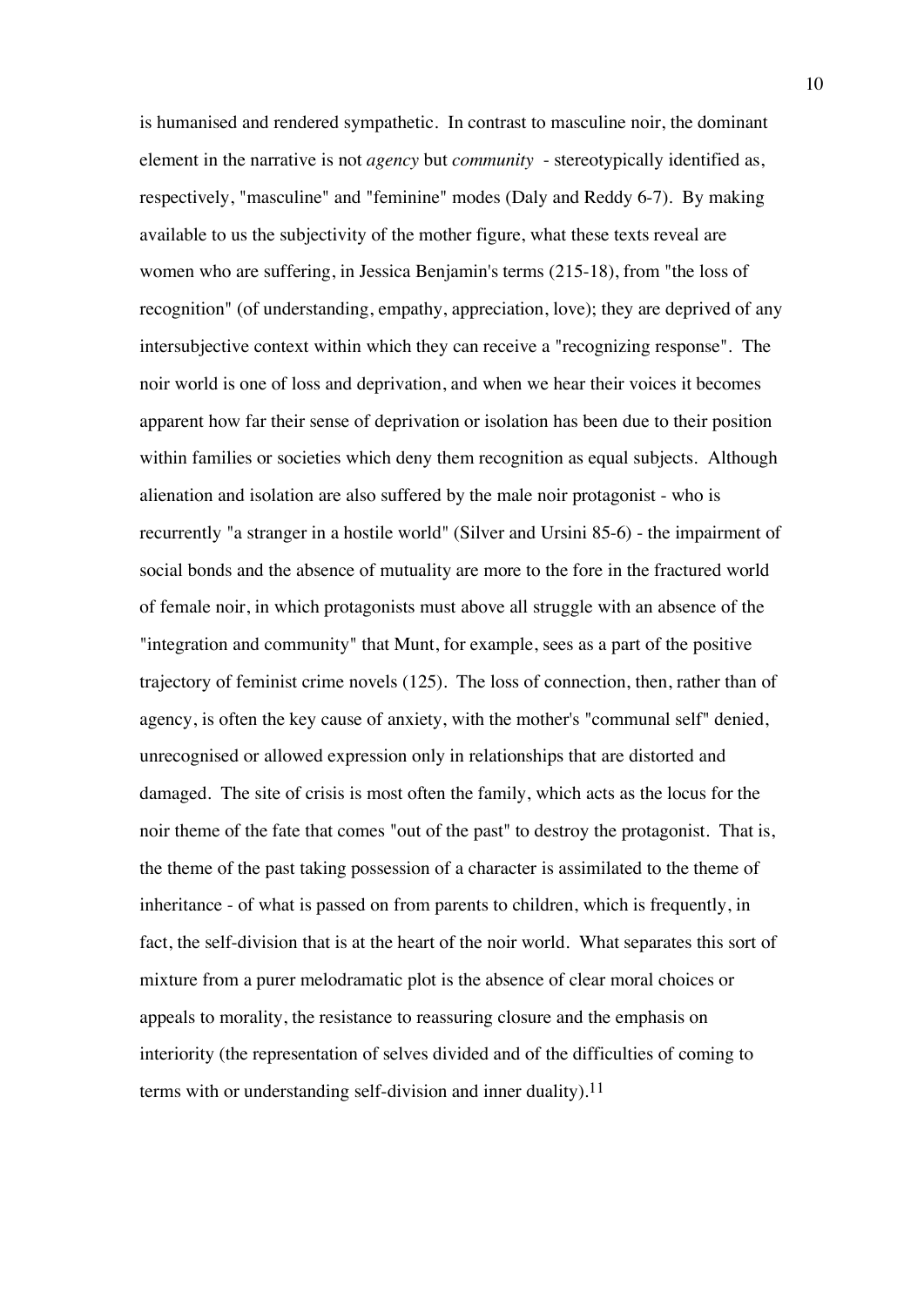is humanised and rendered sympathetic. In contrast to masculine noir, the dominant element in the narrative is not *agency* but *community* - stereotypically identified as, respectively, "masculine" and "feminine" modes (Daly and Reddy 6-7). By making available to us the subjectivity of the mother figure, what these texts reveal are women who are suffering, in Jessica Benjamin's terms (215-18), from "the loss of recognition" (of understanding, empathy, appreciation, love); they are deprived of any intersubjective context within which they can receive a "recognizing response". The noir world is one of loss and deprivation, and when we hear their voices it becomes apparent how far their sense of deprivation or isolation has been due to their position within families or societies which deny them recognition as equal subjects. Although alienation and isolation are also suffered by the male noir protagonist - who is recurrently "a stranger in a hostile world" (Silver and Ursini 85-6) - the impairment of social bonds and the absence of mutuality are more to the fore in the fractured world of female noir, in which protagonists must above all struggle with an absence of the "integration and community" that Munt, for example, sees as a part of the positive trajectory of feminist crime novels (125). The loss of connection, then, rather than of agency, is often the key cause of anxiety, with the mother's "communal self" denied, unrecognised or allowed expression only in relationships that are distorted and damaged. The site of crisis is most often the family, which acts as the locus for the noir theme of the fate that comes "out of the past" to destroy the protagonist. That is, the theme of the past taking possession of a character is assimilated to the theme of inheritance - of what is passed on from parents to children, which is frequently, in fact, the self-division that is at the heart of the noir world. What separates this sort of mixture from a purer melodramatic plot is the absence of clear moral choices or appeals to morality, the resistance to reassuring closure and the emphasis on interiority (the representation of selves divided and of the difficulties of coming to terms with or understanding self-division and inner duality).[11]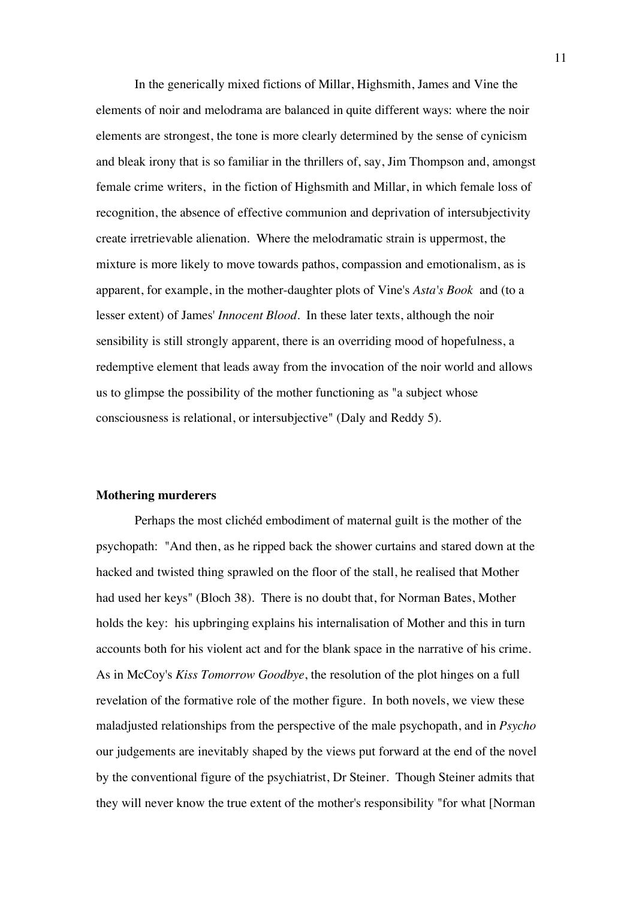In the generically mixed fictions of Millar, Highsmith, James and Vine the elements of noir and melodrama are balanced in quite different ways: where the noir elements are strongest, the tone is more clearly determined by the sense of cynicism and bleak irony that is so familiar in the thrillers of, say, Jim Thompson and, amongst female crime writers, in the fiction of Highsmith and Millar, in which female loss of recognition, the absence of effective communion and deprivation of intersubjectivity create irretrievable alienation. Where the melodramatic strain is uppermost, the mixture is more likely to move towards pathos, compassion and emotionalism, as is apparent, for example, in the mother-daughter plots of Vine's *Asta's Book* and (to a lesser extent) of James' *Innocent Blood*. In these later texts, although the noir sensibility is still strongly apparent, there is an overriding mood of hopefulness, a redemptive element that leads away from the invocation of the noir world and allows us to glimpse the possibility of the mother functioning as "a subject whose consciousness is relational, or intersubjective" (Daly and Reddy 5).

## Mothering murderers

Perhaps the most clichéd embodiment of maternal guilt is the mother of the psychopath: "And then, as he ripped back the shower curtains and stared down at the hacked and twisted thing sprawled on the floor of the stall, he realised that Mother had used her keys" (Bloch 38). There is no doubt that, for Norman Bates, Mother holds the key: his upbringing explains his internalisation of Mother and this in turn accounts both for his violent act and for the blank space in the narrative of his crime. As in McCoy's *Kiss Tomorrow Goodbye*, the resolution of the plot hinges on a full revelation of the formative role of the mother figure. In both novels, we view these maladjusted relationships from the perspective of the male psychopath, and in *Psycho* our judgements are inevitably shaped by the views put forward at the end of the novel by the conventional figure of the psychiatrist, Dr Steiner. Though Steiner admits that they will never know the true extent of the mother's responsibility "for what [Norman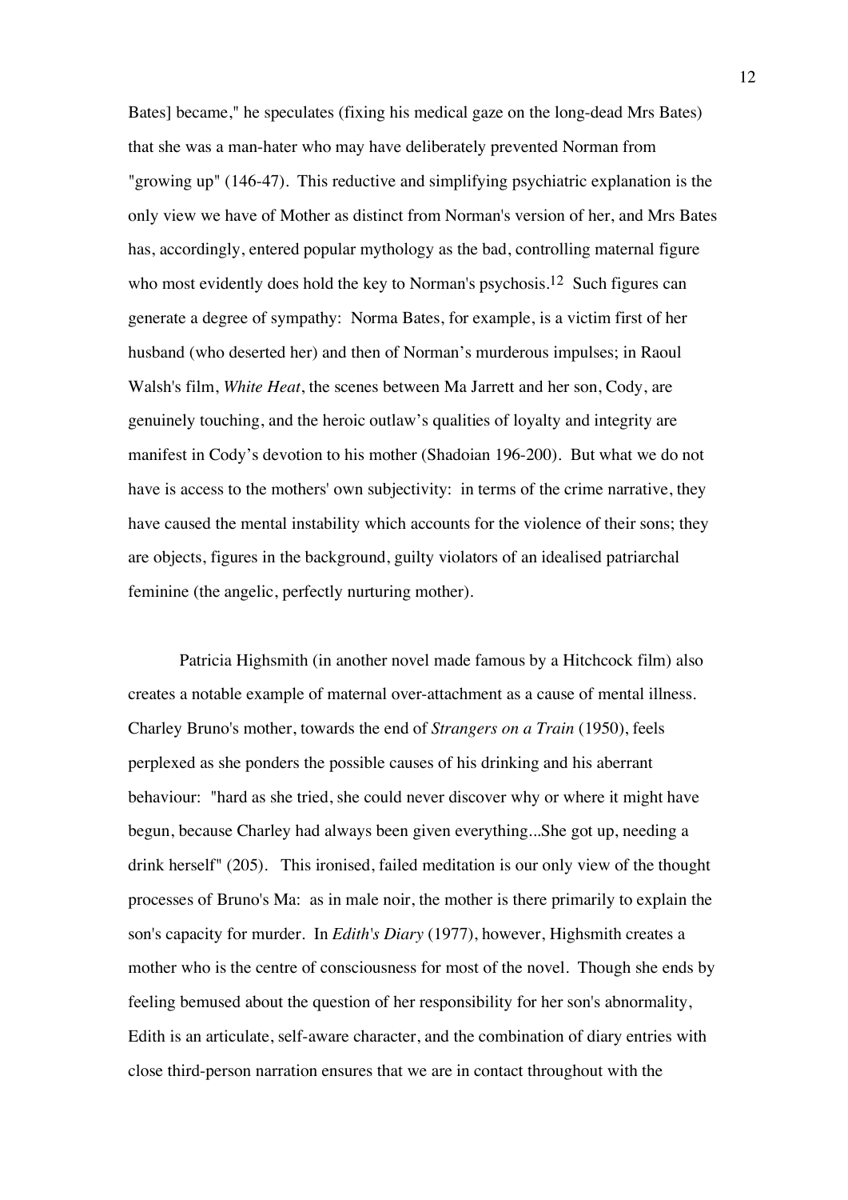Bates] became," he speculates (fixing his medical gaze on the long-dead Mrs Bates) that she was a man-hater who may have deliberately prevented Norman from "growing up" (146-47). This reductive and simplifying psychiatric explanation is the only view we have of Mother as distinct from Norman's version of her, and Mrs Bates has, accordingly, entered popular mythology as the bad, controlling maternal figure who most evidently does hold the key to Norman's psychosis.[12] Such figures can generate a degree of sympathy: Norma Bates, for example, is a victim first of her husband (who deserted her) and then of Norman's murderous impulses; in Raoul Walsh's film, *White Heat*, the scenes between Ma Jarrett and her son, Cody, are genuinely touching, and the heroic outlaw's qualities of loyalty and integrity are manifest in Cody's devotion to his mother (Shadoian 196-200). But what we do not have is access to the mothers' own subjectivity: in terms of the crime narrative, they have caused the mental instability which accounts for the violence of their sons; they are objects, figures in the background, guilty violators of an idealised patriarchal feminine (the angelic, perfectly nurturing mother).

Patricia Highsmith (in another novel made famous by a Hitchcock film) also creates a notable example of maternal over-attachment as a cause of mental illness. Charley Bruno's mother, towards the end of *Strangers on a Train* (1950), feels perplexed as she ponders the possible causes of his drinking and his aberrant behaviour: "hard as she tried, she could never discover why or where it might have begun, because Charley had always been given everything...She got up, needing a drink herself" (205). This ironised, failed meditation is our only view of the thought processes of Bruno's Ma: as in male noir, the mother is there primarily to explain the son's capacity for murder. In *Edith's Diary* (1977), however, Highsmith creates a mother who is the centre of consciousness for most of the novel. Though she ends by feeling bemused about the question of her responsibility for her son's abnormality, Edith is an articulate, self-aware character, and the combination of diary entries with close third-person narration ensures that we are in contact throughout with the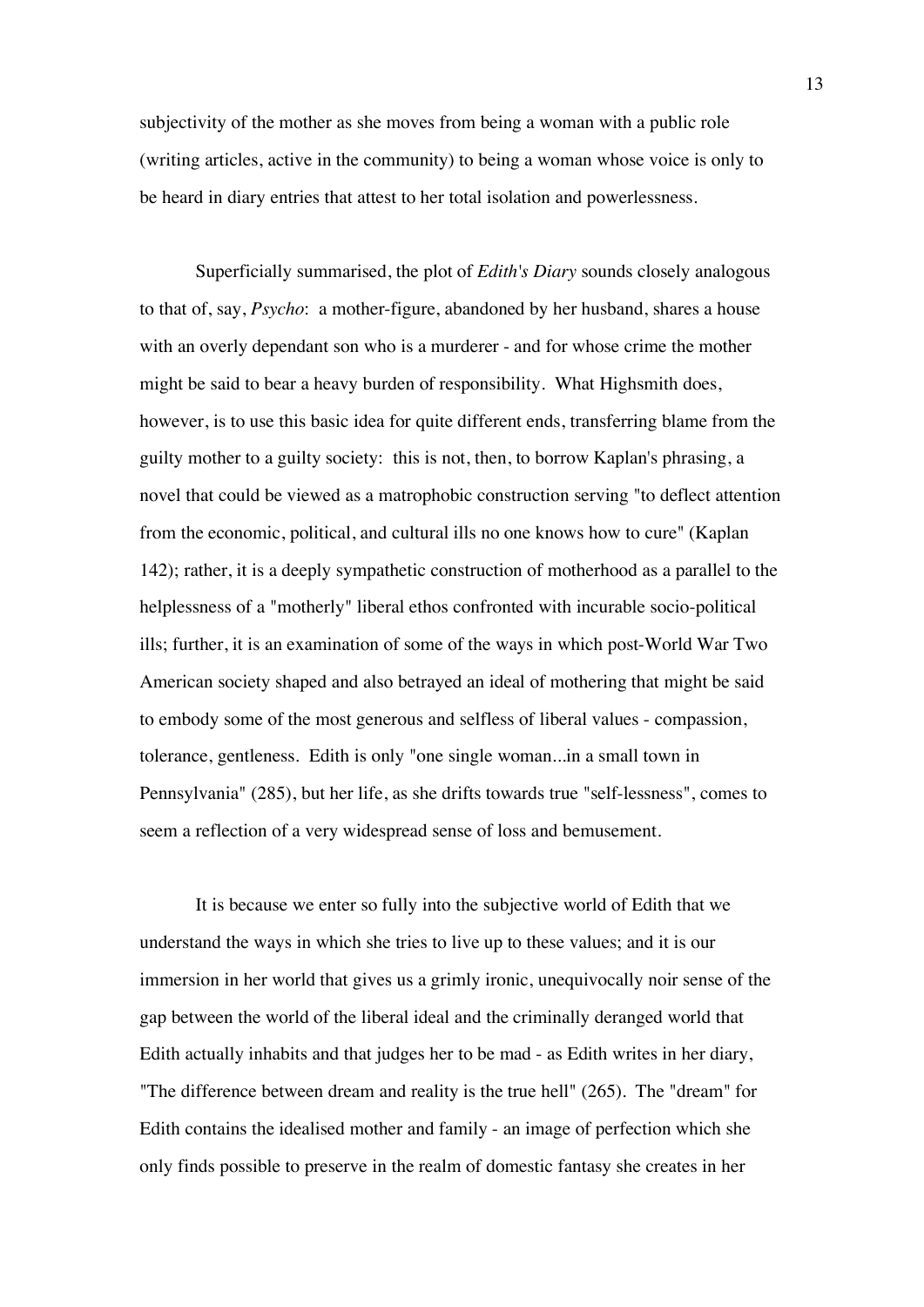subjectivity of the mother as she moves from being a woman with a public role (writing articles, active in the community) to being a woman whose voice is only to be heard in diary entries that attest to her total isolation and powerlessness.

Superficially summarised, the plot of *Edith's Diary* sounds closely analogous to that of, say, *Psycho*: a mother-figure, abandoned by her husband, shares a house with an overly dependant son who is a murderer - and for whose crime the mother might be said to bear a heavy burden of responsibility. What Highsmith does, however, is to use this basic idea for quite different ends, transferring blame from the guilty mother to a guilty society: this is not, then, to borrow Kaplan's phrasing, a novel that could be viewed as a matrophobic construction serving "to deflect attention from the economic, political, and cultural ills no one knows how to cure" (Kaplan 142); rather, it is a deeply sympathetic construction of motherhood as a parallel to the helplessness of a "motherly" liberal ethos confronted with incurable socio-political ills; further, it is an examination of some of the ways in which post-World War Two American society shaped and also betrayed an ideal of mothering that might be said to embody some of the most generous and selfless of liberal values - compassion, tolerance, gentleness. Edith is only "one single woman...in a small town in Pennsylvania" (285), but her life, as she drifts towards true "self-lessness", comes to seem a reflection of a very widespread sense of loss and bemusement.

It is because we enter so fully into the subjective world of Edith that we understand the ways in which she tries to live up to these values; and it is our immersion in her world that gives us a grimly ironic, unequivocally noir sense of the gap between the world of the liberal ideal and the criminally deranged world that Edith actually inhabits and that judges her to be mad - as Edith writes in her diary, "The difference between dream and reality is the true hell" (265). The "dream" for Edith contains the idealised mother and family - an image of perfection which she only finds possible to preserve in the realm of domestic fantasy she creates in her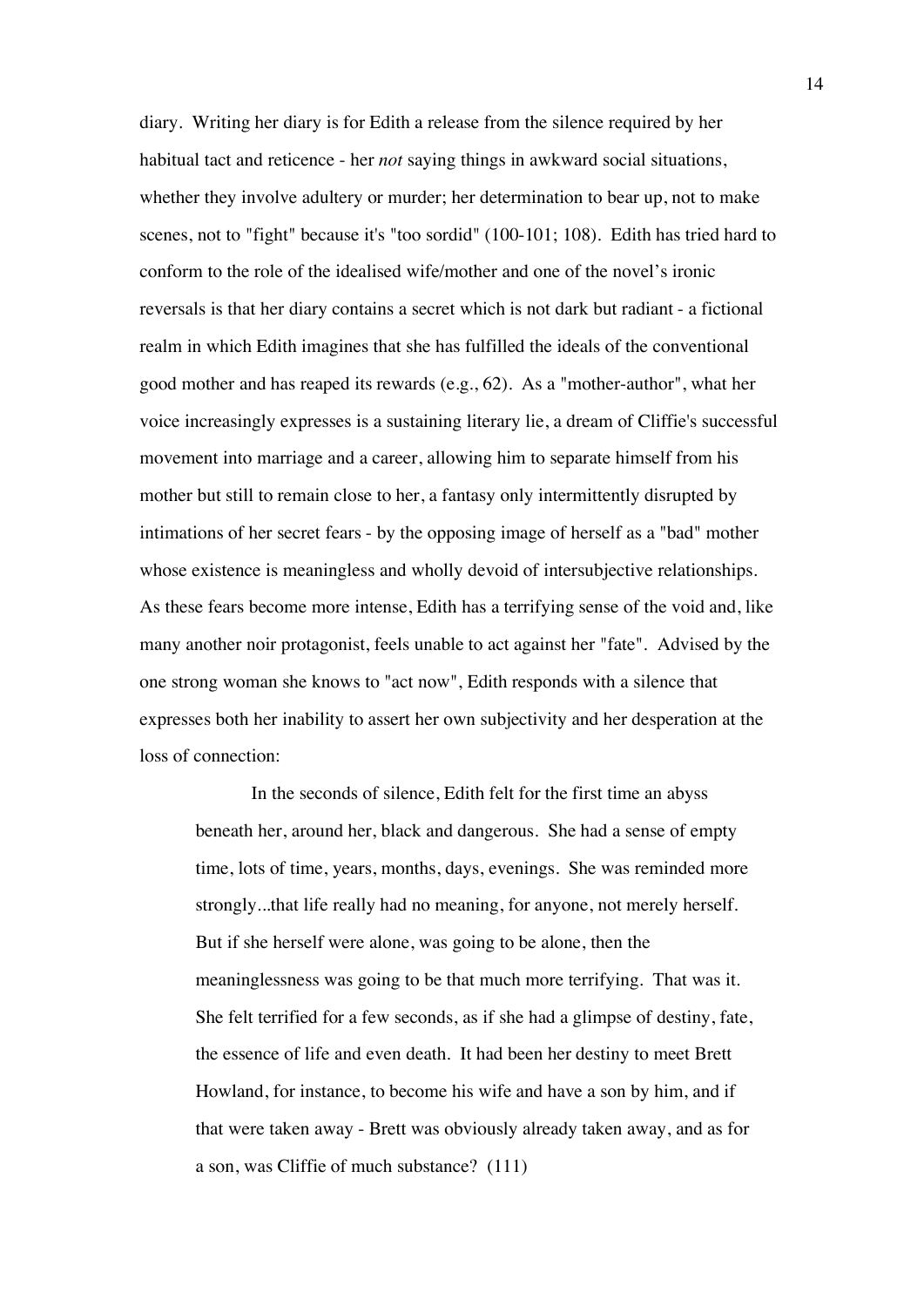diary. Writing her diary is for Edith a release from the silence required by her habitual tact and reticence - her *not* saying things in awkward social situations, whether they involve adultery or murder; her determination to bear up, not to make scenes, not to "fight" because it's "too sordid" (100-101; 108). Edith has tried hard to conform to the role of the idealised wife/mother and one of the novel's ironic reversals is that her diary contains a secret which is not dark but radiant - a fictional realm in which Edith imagines that she has fulfilled the ideals of the conventional good mother and has reaped its rewards (e.g., 62). As a "mother-author", what her voice increasingly expresses is a sustaining literary lie, a dream of Cliffie's successful movement into marriage and a career, allowing him to separate himself from his mother but still to remain close to her, a fantasy only intermittently disrupted by intimations of her secret fears - by the opposing image of herself as a "bad" mother whose existence is meaningless and wholly devoid of intersubjective relationships. As these fears become more intense, Edith has a terrifying sense of the void and, like many another noir protagonist, feels unable to act against her "fate". Advised by the one strong woman she knows to "act now", Edith responds with a silence that expresses both her inability to assert her own subjectivity and her desperation at the loss of connection:

> In the seconds of silence, Edith felt for the first time an abyss beneath her, around her, black and dangerous. She had a sense of empty time, lots of time, years, months, days, evenings. She was reminded more strongly...that life really had no meaning, for anyone, not merely herself. But if she herself were alone, was going to be alone, then the meaninglessness was going to be that much more terrifying. That was it. She felt terrified for a few seconds, as if she had a glimpse of destiny, fate, the essence of life and even death. It had been her destiny to meet Brett Howland, for instance, to become his wife and have a son by him, and if that were taken away - Brett was obviously already taken away, and as for a son, was Cliffie of much substance? (111)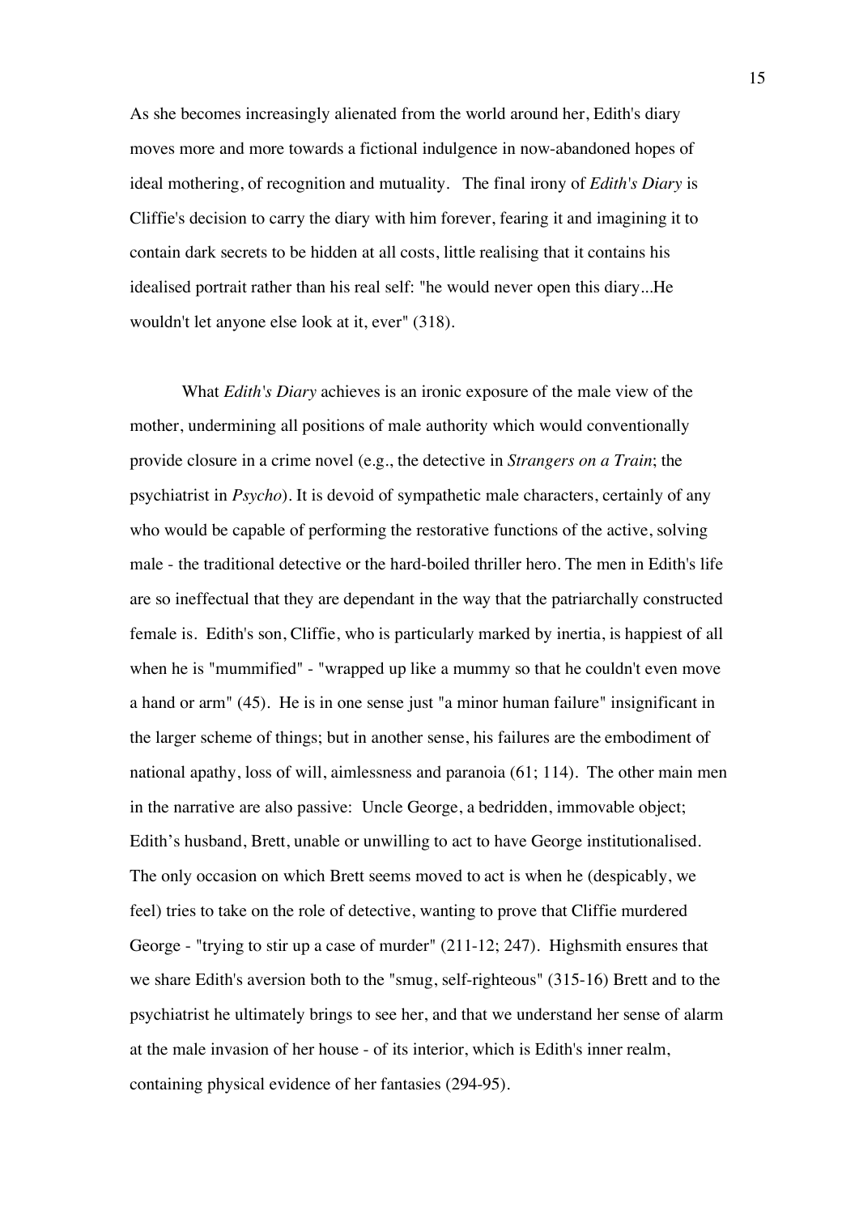As she becomes increasingly alienated from the world around her, Edith's diary moves more and more towards a fictional indulgence in now-abandoned hopes of ideal mothering, of recognition and mutuality. The final irony of *Edith's Diary* is Cliffie's decision to carry the diary with him forever, fearing it and imagining it to contain dark secrets to be hidden at all costs, little realising that it contains his idealised portrait rather than his real self: "he would never open this diary...He wouldn't let anyone else look at it, ever" (318).

What *Edith's Diary* achieves is an ironic exposure of the male view of the mother, undermining all positions of male authority which would conventionally provide closure in a crime novel (e.g., the detective in *Strangers on a Train*; the psychiatrist in *Psycho*). It is devoid of sympathetic male characters, certainly of any who would be capable of performing the restorative functions of the active, solving male - the traditional detective or the hard-boiled thriller hero. The men in Edith's life are so ineffectual that they are dependant in the way that the patriarchally constructed female is. Edith's son, Cliffie, who is particularly marked by inertia, is happiest of all when he is "mummified" - "wrapped up like a mummy so that he couldn't even move a hand or arm" (45). He is in one sense just "a minor human failure" insignificant in the larger scheme of things; but in another sense, his failures are the embodiment of national apathy, loss of will, aimlessness and paranoia (61; 114). The other main men in the narrative are also passive: Uncle George, a bedridden, immovable object; Edith's husband, Brett, unable or unwilling to act to have George institutionalised. The only occasion on which Brett seems moved to act is when he (despicably, we feel) tries to take on the role of detective, wanting to prove that Cliffie murdered George - "trying to stir up a case of murder" (211-12; 247). Highsmith ensures that we share Edith's aversion both to the "smug, self-righteous" (315-16) Brett and to the psychiatrist he ultimately brings to see her, and that we understand her sense of alarm at the male invasion of her house - of its interior, which is Edith's inner realm, containing physical evidence of her fantasies (294-95).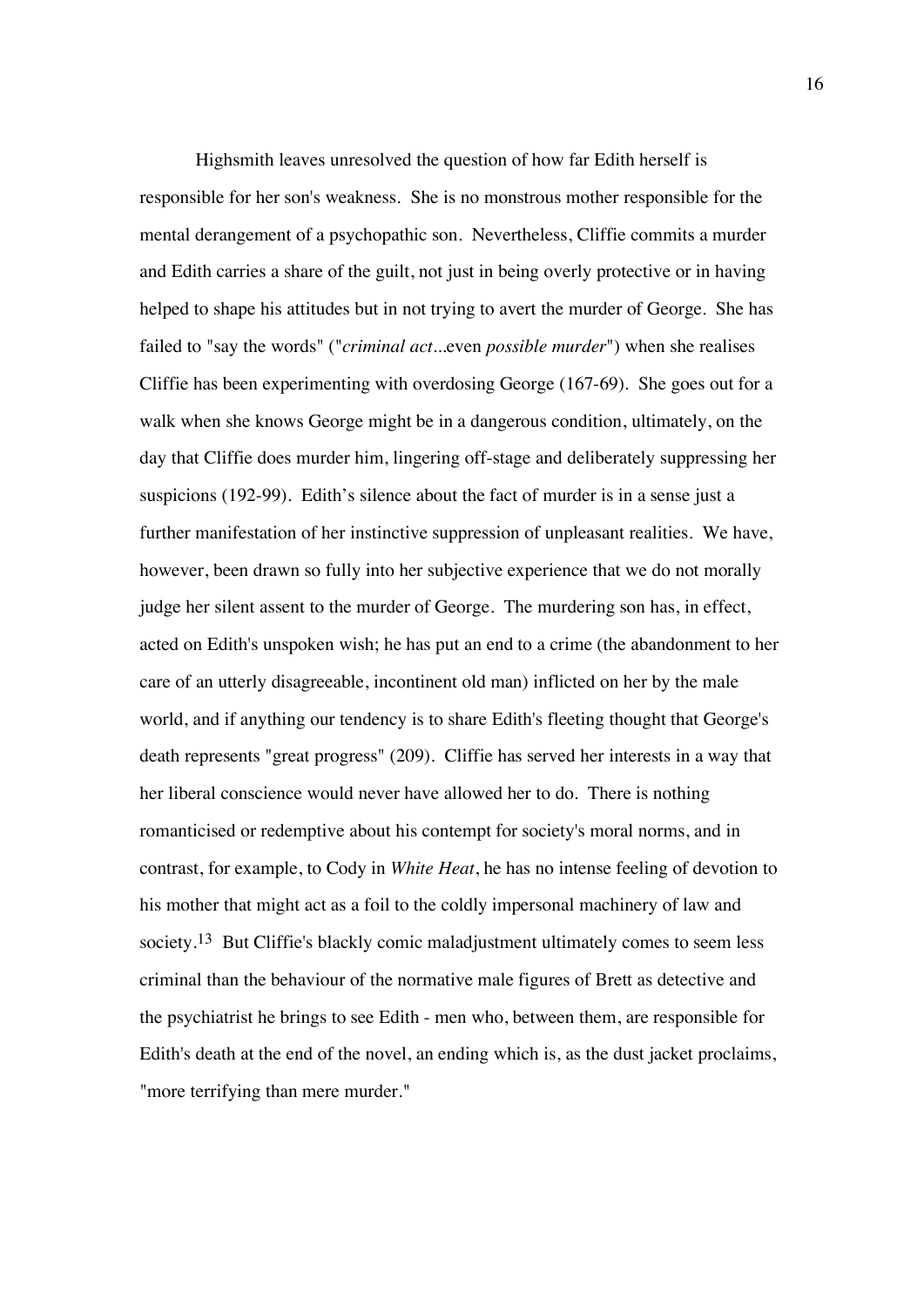Highsmith leaves unresolved the question of how far Edith herself is responsible for her son's weakness. She is no monstrous mother responsible for the mental derangement of a psychopathic son. Nevertheless, Cliffie commits a murder and Edith carries a share of the guilt, not just in being overly protective or in having helped to shape his attitudes but in not trying to avert the murder of George. She has failed to "say the words" ("*criminal act*...even *possible murder*") when she realises Cliffie has been experimenting with overdosing George (167-69). She goes out for a walk when she knows George might be in a dangerous condition, ultimately, on the day that Cliffie does murder him, lingering off-stage and deliberately suppressing her suspicions (192-99). Edith's silence about the fact of murder is in a sense just a further manifestation of her instinctive suppression of unpleasant realities. We have, however, been drawn so fully into her subjective experience that we do not morally judge her silent assent to the murder of George. The murdering son has, in effect, acted on Edith's unspoken wish; he has put an end to a crime (the abandonment to her care of an utterly disagreeable, incontinent old man) inflicted on her by the male world, and if anything our tendency is to share Edith's fleeting thought that George's death represents "great progress" (209). Cliffie has served her interests in a way that her liberal conscience would never have allowed her to do. There is nothing romanticised or redemptive about his contempt for society's moral norms, and in contrast, for example, to Cody in *White Heat*, he has no intense feeling of devotion to his mother that might act as a foil to the coldly impersonal machinery of law and society.[13] But Cliffie's blackly comic maladjustment ultimately comes to seem less criminal than the behaviour of the normative male figures of Brett as detective and the psychiatrist he brings to see Edith - men who, between them, are responsible for Edith's death at the end of the novel, an ending which is, as the dust jacket proclaims, "more terrifying than mere murder."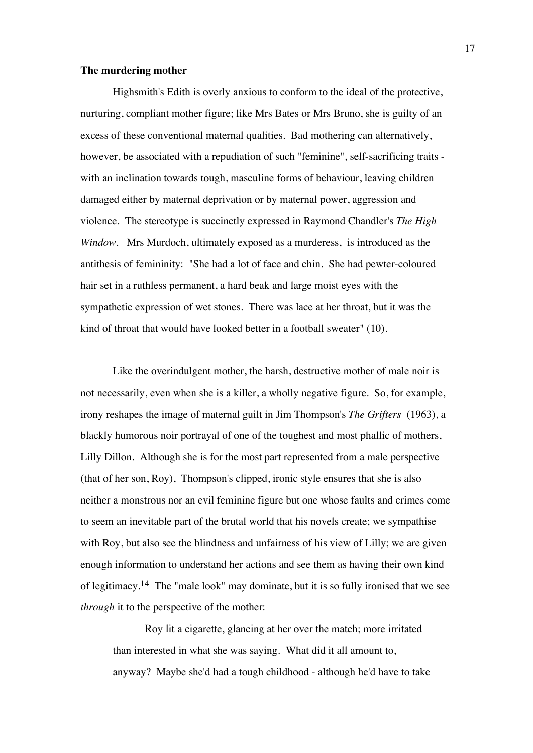**The murdering mother**

Highsmith's Edith is overly anxious to conform to the ideal of the protective, nurturing, compliant mother figure; like Mrs Bates or Mrs Bruno, she is guilty of an excess of these conventional maternal qualities. Bad mothering can alternatively, however, be associated with a repudiation of such "feminine", self-sacrificing traits - with an inclination towards tough, masculine forms of behaviour, leaving children damaged either by maternal deprivation or by maternal power, aggression and violence. The stereotype is succinctly expressed in Raymond Chandler's *The High Window*. Mrs Murdoch, ultimately exposed as a murderess, is introduced as the antithesis of femininity: "She had a lot of face and chin. She had pewter-coloured hair set in a ruthless permanent, a hard beak and large moist eyes with the sympathetic expression of wet stones. There was lace at her throat, but it was the kind of throat that would have looked better in a football sweater" (10).

Like the overindulgent mother, the harsh, destructive mother of male noir is not necessarily, even when she is a killer, a wholly negative figure. So, for example, irony reshapes the image of maternal guilt in Jim Thompson's *The Grifters* (1963), a blackly humorous noir portrayal of one of the toughest and most phallic of mothers, Lilly Dillon. Although she is for the most part represented from a male perspective (that of her son, Roy), Thompson's clipped, ironic style ensures that she is also neither a monstrous nor an evil feminine figure but one whose faults and crimes come to seem an inevitable part of the brutal world that his novels create; we sympathise with Roy, but also see the blindness and unfairness of his view of Lilly; we are given enough information to understand her actions and see them as having their own kind of legitimacy.[14] The "male look" may dominate, but it is so fully ironised that we see *through* it to the perspective of the mother:

> Roy lit a cigarette, glancing at her over the match; more irritated than interested in what she was saying. What did it all amount to, anyway? Maybe she'd had a tough childhood - although he'd have to take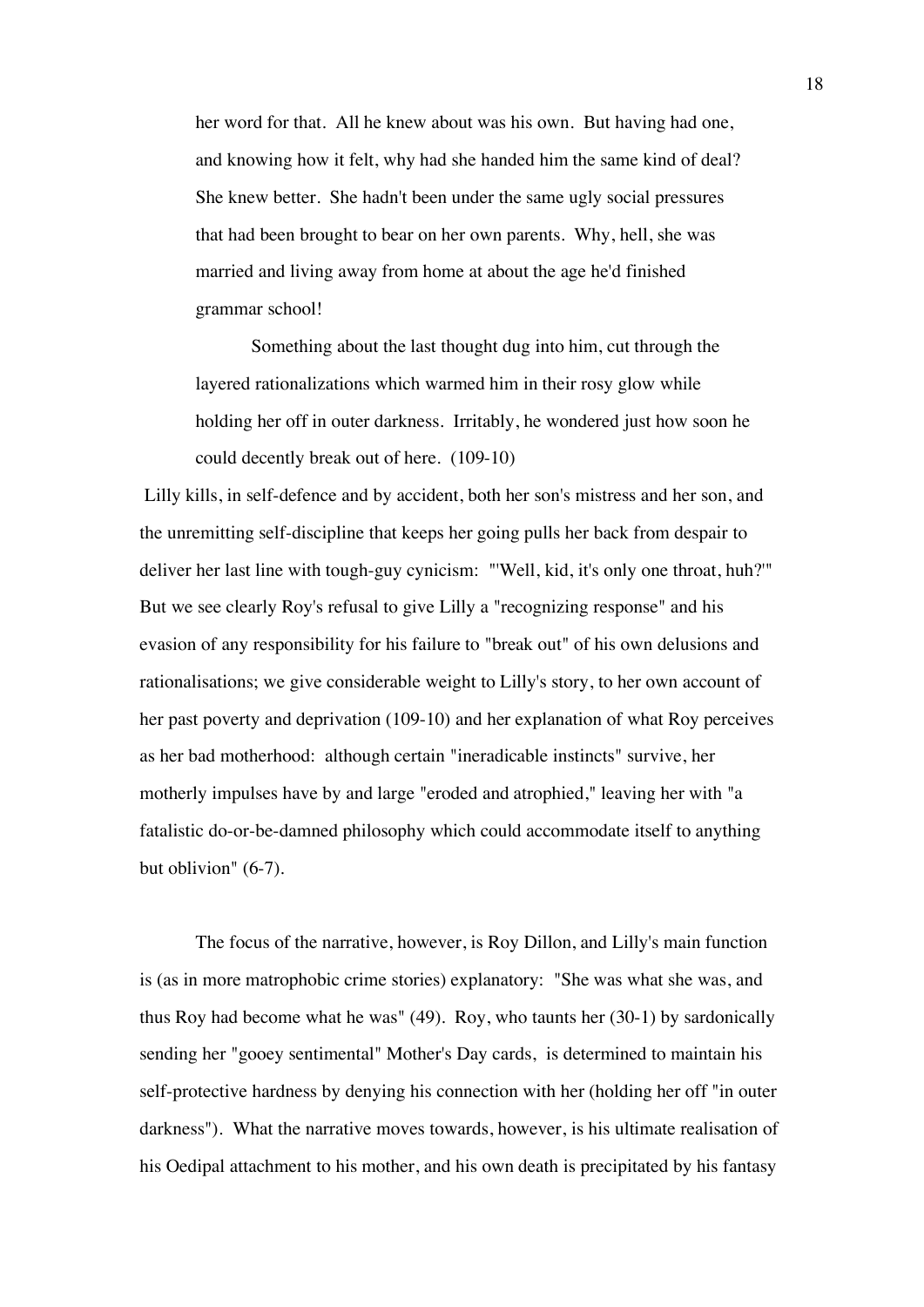> her word for that. All he knew about was his own. But having had one, and knowing how it felt, why had she handed him the same kind of deal? She knew better. She hadn't been under the same ugly social pressures that had been brought to bear on her own parents. Why, hell, she was married and living away from home at about the age he'd finished grammar school!
>
> Something about the last thought dug into him, cut through the layered rationalizations which warmed him in their rosy glow while holding her off in outer darkness. Irritably, he wondered just how soon he could decently break out of here. (109-10)

Lilly kills, in self-defence and by accident, both her son's mistress and her son, and the unremitting self-discipline that keeps her going pulls her back from despair to deliver her last line with tough-guy cynicism: "'Well, kid, it's only one throat, huh?'" But we see clearly Roy's refusal to give Lilly a "recognizing response" and his evasion of any responsibility for his failure to "break out" of his own delusions and rationalisations; we give considerable weight to Lilly's story, to her own account of her past poverty and deprivation (109-10) and her explanation of what Roy perceives as her bad motherhood: although certain "ineradicable instincts" survive, her motherly impulses have by and large "eroded and atrophied," leaving her with "a fatalistic do-or-be-damned philosophy which could accommodate itself to anything but oblivion" (6-7).

The focus of the narrative, however, is Roy Dillon, and Lilly's main function is (as in more matrophobic crime stories) explanatory: "She was what she was, and thus Roy had become what he was" (49). Roy, who taunts her (30-1) by sardonically sending her "gooey sentimental" Mother's Day cards, is determined to maintain his self-protective hardness by denying his connection with her (holding her off "in outer darkness"). What the narrative moves towards, however, is his ultimate realisation of his Oedipal attachment to his mother, and his own death is precipitated by his fantasy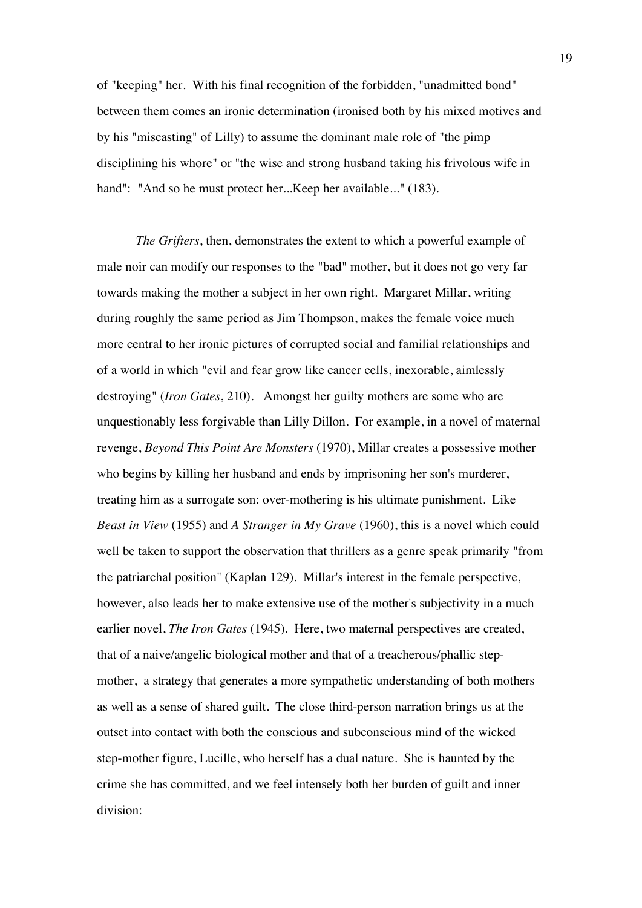of "keeping" her. With his final recognition of the forbidden, "unadmitted bond" between them comes an ironic determination (ironised both by his mixed motives and by his "miscasting" of Lilly) to assume the dominant male role of "the pimp disciplining his whore" or "the wise and strong husband taking his frivolous wife in hand": "And so he must protect her...Keep her available..." (183).

*The Grifters*, then, demonstrates the extent to which a powerful example of male noir can modify our responses to the "bad" mother, but it does not go very far towards making the mother a subject in her own right. Margaret Millar, writing during roughly the same period as Jim Thompson, makes the female voice much more central to her ironic pictures of corrupted social and familial relationships and of a world in which "evil and fear grow like cancer cells, inexorable, aimlessly destroying" (*Iron Gates*, 210). Amongst her guilty mothers are some who are unquestionably less forgivable than Lilly Dillon. For example, in a novel of maternal revenge, *Beyond This Point Are Monsters* (1970), Millar creates a possessive mother who begins by killing her husband and ends by imprisoning her son's murderer, treating him as a surrogate son: over-mothering is his ultimate punishment. Like *Beast in View* (1955) and *A Stranger in My Grave* (1960), this is a novel which could well be taken to support the observation that thrillers as a genre speak primarily "from the patriarchal position" (Kaplan 129). Millar's interest in the female perspective, however, also leads her to make extensive use of the mother's subjectivity in a much earlier novel, *The Iron Gates* (1945). Here, two maternal perspectives are created, that of a naive/angelic biological mother and that of a treacherous/phallic step-mother, a strategy that generates a more sympathetic understanding of both mothers as well as a sense of shared guilt. The close third-person narration brings us at the outset into contact with both the conscious and subconscious mind of the wicked step-mother figure, Lucille, who herself has a dual nature. She is haunted by the crime she has committed, and we feel intensely both her burden of guilt and inner division: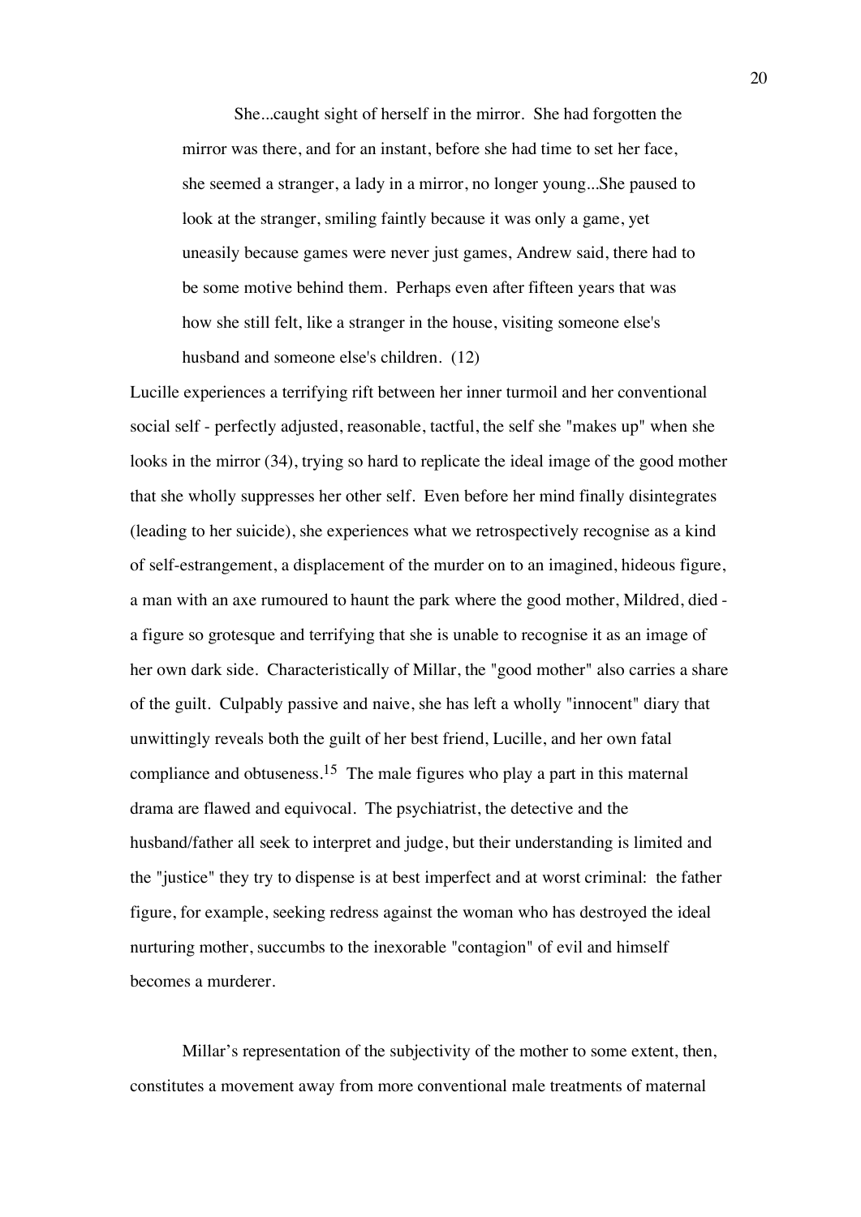> She...caught sight of herself in the mirror. She had forgotten the mirror was there, and for an instant, before she had time to set her face, she seemed a stranger, a lady in a mirror, no longer young...She paused to look at the stranger, smiling faintly because it was only a game, yet uneasily because games were never just games, Andrew said, there had to be some motive behind them. Perhaps even after fifteen years that was how she still felt, like a stranger in the house, visiting someone else's husband and someone else's children. (12)

Lucille experiences a terrifying rift between her inner turmoil and her conventional social self - perfectly adjusted, reasonable, tactful, the self she "makes up" when she looks in the mirror (34), trying so hard to replicate the ideal image of the good mother that she wholly suppresses her other self. Even before her mind finally disintegrates (leading to her suicide), she experiences what we retrospectively recognise as a kind of self-estrangement, a displacement of the murder on to an imagined, hideous figure, a man with an axe rumoured to haunt the park where the good mother, Mildred, died - a figure so grotesque and terrifying that she is unable to recognise it as an image of her own dark side. Characteristically of Millar, the "good mother" also carries a share of the guilt. Culpably passive and naive, she has left a wholly "innocent" diary that unwittingly reveals both the guilt of her best friend, Lucille, and her own fatal compliance and obtuseness.[15] The male figures who play a part in this maternal drama are flawed and equivocal. The psychiatrist, the detective and the husband/father all seek to interpret and judge, but their understanding is limited and the "justice" they try to dispense is at best imperfect and at worst criminal: the father figure, for example, seeking redress against the woman who has destroyed the ideal nurturing mother, succumbs to the inexorable "contagion" of evil and himself becomes a murderer.

Millar's representation of the subjectivity of the mother to some extent, then, constitutes a movement away from more conventional male treatments of maternal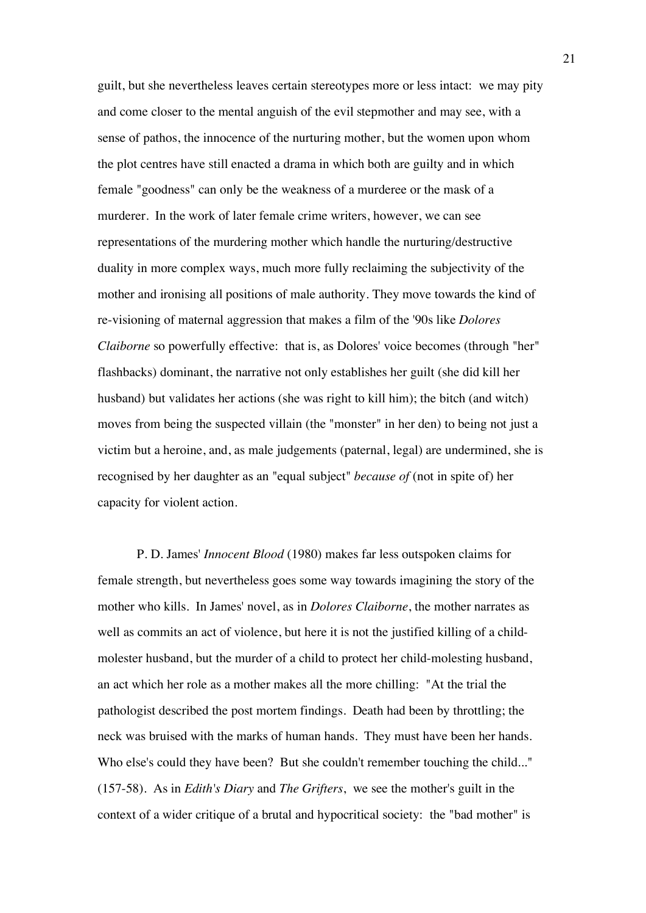guilt, but she nevertheless leaves certain stereotypes more or less intact: we may pity and come closer to the mental anguish of the evil stepmother and may see, with a sense of pathos, the innocence of the nurturing mother, but the women upon whom the plot centres have still enacted a drama in which both are guilty and in which female "goodness" can only be the weakness of a murderee or the mask of a murderer. In the work of later female crime writers, however, we can see representations of the murdering mother which handle the nurturing/destructive duality in more complex ways, much more fully reclaiming the subjectivity of the mother and ironising all positions of male authority. They move towards the kind of re-visioning of maternal aggression that makes a film of the '90s like *Dolores Claiborne* so powerfully effective: that is, as Dolores' voice becomes (through "her" flashbacks) dominant, the narrative not only establishes her guilt (she did kill her husband) but validates her actions (she was right to kill him); the bitch (and witch) moves from being the suspected villain (the "monster" in her den) to being not just a victim but a heroine, and, as male judgements (paternal, legal) are undermined, she is recognised by her daughter as an "equal subject" *because of* (not in spite of) her capacity for violent action.

P. D. James' *Innocent Blood* (1980) makes far less outspoken claims for female strength, but nevertheless goes some way towards imagining the story of the mother who kills. In James' novel, as in *Dolores Claiborne*, the mother narrates as well as commits an act of violence, but here it is not the justified killing of a child-molester husband, but the murder of a child to protect her child-molesting husband, an act which her role as a mother makes all the more chilling: "At the trial the pathologist described the post mortem findings. Death had been by throttling; the neck was bruised with the marks of human hands. They must have been her hands. Who else's could they have been? But she couldn't remember touching the child..." (157-58). As in *Edith's Diary* and *The Grifters*, we see the mother's guilt in the context of a wider critique of a brutal and hypocritical society: the "bad mother" is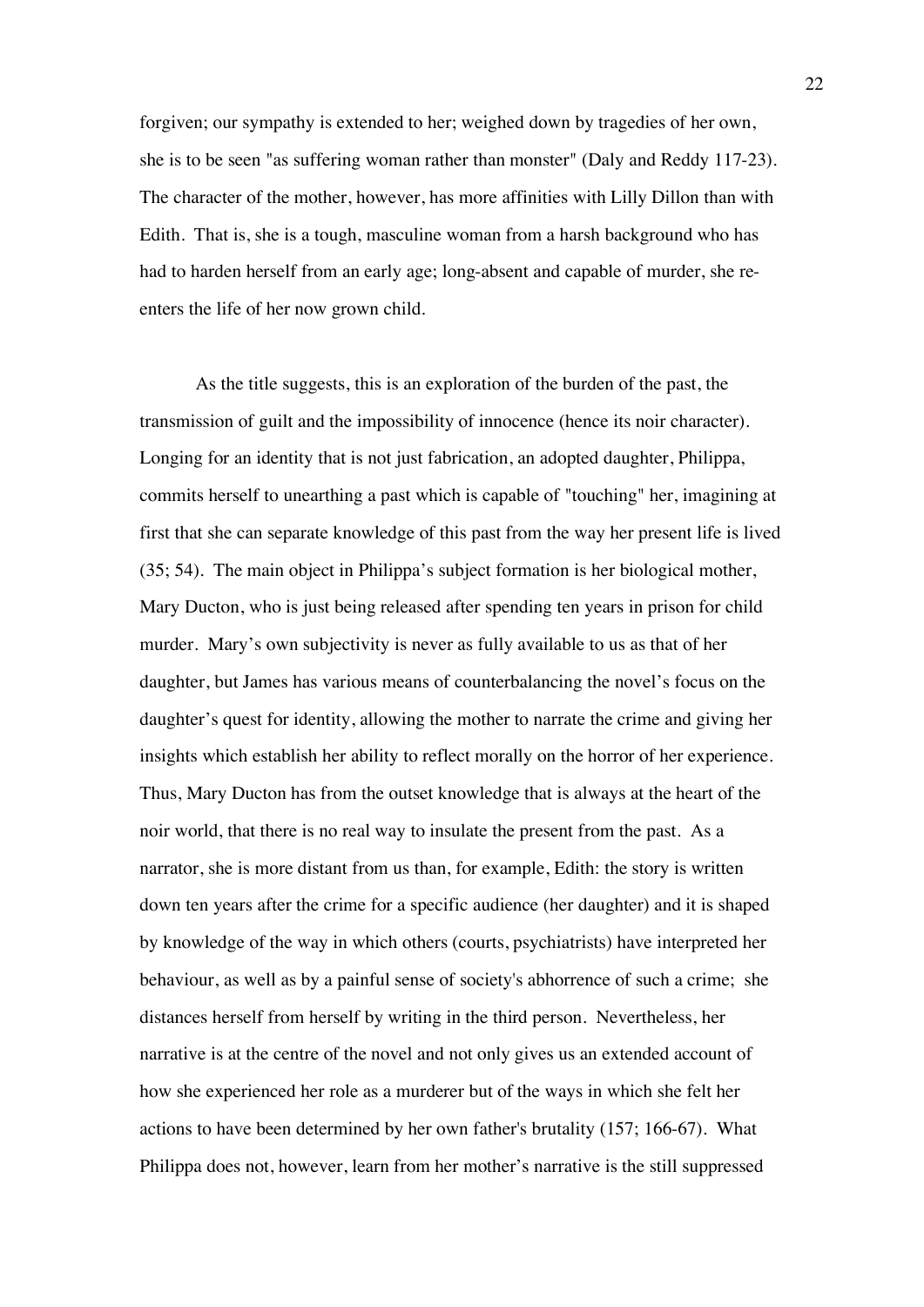forgiven; our sympathy is extended to her; weighed down by tragedies of her own, she is to be seen "as suffering woman rather than monster" (Daly and Reddy 117-23). The character of the mother, however, has more affinities with Lilly Dillon than with Edith. That is, she is a tough, masculine woman from a harsh background who has had to harden herself from an early age; long-absent and capable of murder, she re-enters the life of her now grown child.

As the title suggests, this is an exploration of the burden of the past, the transmission of guilt and the impossibility of innocence (hence its noir character). Longing for an identity that is not just fabrication, an adopted daughter, Philippa, commits herself to unearthing a past which is capable of "touching" her, imagining at first that she can separate knowledge of this past from the way her present life is lived (35; 54). The main object in Philippa's subject formation is her biological mother, Mary Ducton, who is just being released after spending ten years in prison for child murder. Mary's own subjectivity is never as fully available to us as that of her daughter, but James has various means of counterbalancing the novel's focus on the daughter's quest for identity, allowing the mother to narrate the crime and giving her insights which establish her ability to reflect morally on the horror of her experience. Thus, Mary Ducton has from the outset knowledge that is always at the heart of the noir world, that there is no real way to insulate the present from the past. As a narrator, she is more distant from us than, for example, Edith: the story is written down ten years after the crime for a specific audience (her daughter) and it is shaped by knowledge of the way in which others (courts, psychiatrists) have interpreted her behaviour, as well as by a painful sense of society's abhorrence of such a crime; she distances herself from herself by writing in the third person. Nevertheless, her narrative is at the centre of the novel and not only gives us an extended account of how she experienced her role as a murderer but of the ways in which she felt her actions to have been determined by her own father's brutality (157; 166-67). What Philippa does not, however, learn from her mother's narrative is the still suppressed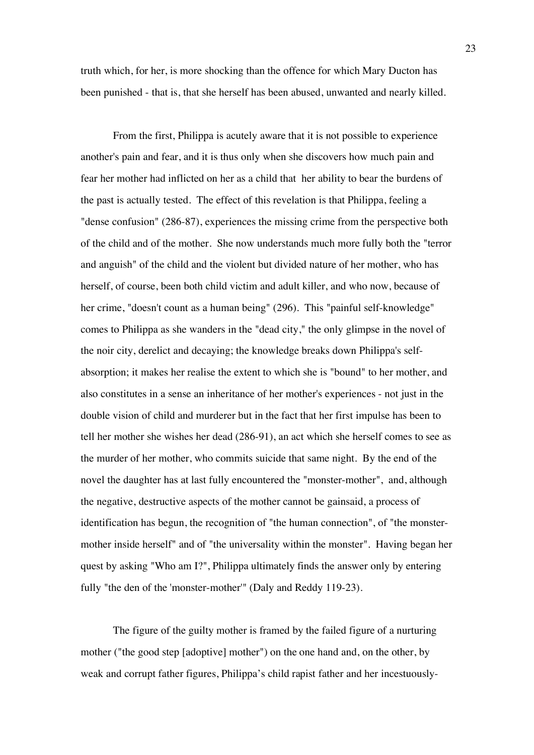truth which, for her, is more shocking than the offence for which Mary Ducton has been punished - that is, that she herself has been abused, unwanted and nearly killed.

From the first, Philippa is acutely aware that it is not possible to experience another's pain and fear, and it is thus only when she discovers how much pain and fear her mother had inflicted on her as a child that her ability to bear the burdens of the past is actually tested. The effect of this revelation is that Philippa, feeling a "dense confusion" (286-87), experiences the missing crime from the perspective both of the child and of the mother. She now understands much more fully both the "terror and anguish" of the child and the violent but divided nature of her mother, who has herself, of course, been both child victim and adult killer, and who now, because of her crime, "doesn't count as a human being" (296). This "painful self-knowledge" comes to Philippa as she wanders in the "dead city," the only glimpse in the novel of the noir city, derelict and decaying; the knowledge breaks down Philippa's self-absorption; it makes her realise the extent to which she is "bound" to her mother, and also constitutes in a sense an inheritance of her mother's experiences - not just in the double vision of child and murderer but in the fact that her first impulse has been to tell her mother she wishes her dead (286-91), an act which she herself comes to see as the murder of her mother, who commits suicide that same night. By the end of the novel the daughter has at last fully encountered the "monster-mother", and, although the negative, destructive aspects of the mother cannot be gainsaid, a process of identification has begun, the recognition of "the human connection", of "the monster-mother inside herself" and of "the universality within the monster". Having began her quest by asking "Who am I?", Philippa ultimately finds the answer only by entering fully "the den of the 'monster-mother'" (Daly and Reddy 119-23).

The figure of the guilty mother is framed by the failed figure of a nurturing mother ("the good step [adoptive] mother") on the one hand and, on the other, by weak and corrupt father figures, Philippa's child rapist father and her incestuously-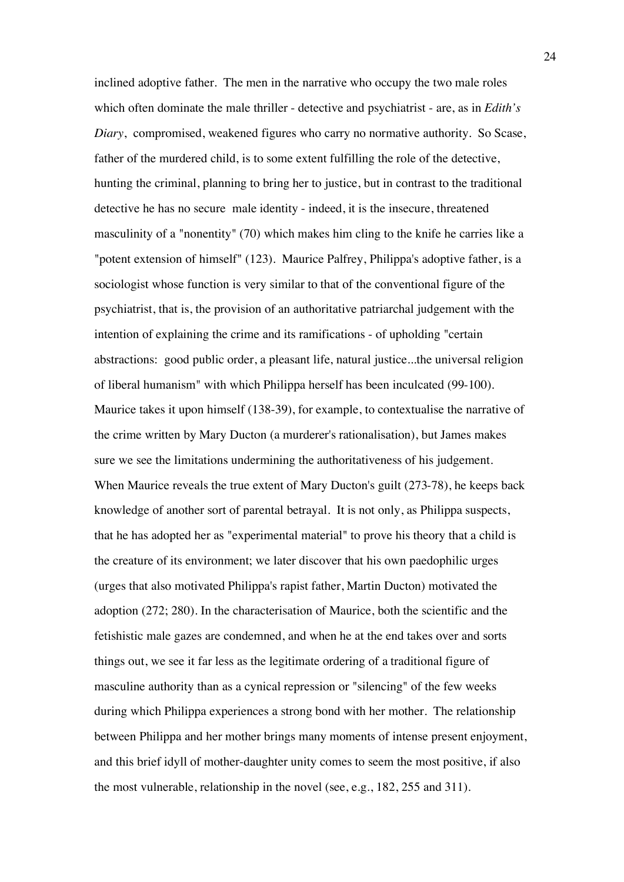inclined adoptive father. The men in the narrative who occupy the two male roles which often dominate the male thriller - detective and psychiatrist - are, as in *Edith's Diary*, compromised, weakened figures who carry no normative authority. So Scase, father of the murdered child, is to some extent fulfilling the role of the detective, hunting the criminal, planning to bring her to justice, but in contrast to the traditional detective he has no secure male identity - indeed, it is the insecure, threatened masculinity of a "nonentity" (70) which makes him cling to the knife he carries like a "potent extension of himself" (123). Maurice Palfrey, Philippa's adoptive father, is a sociologist whose function is very similar to that of the conventional figure of the psychiatrist, that is, the provision of an authoritative patriarchal judgement with the intention of explaining the crime and its ramifications - of upholding "certain abstractions: good public order, a pleasant life, natural justice...the universal religion of liberal humanism" with which Philippa herself has been inculcated (99-100). Maurice takes it upon himself (138-39), for example, to contextualise the narrative of the crime written by Mary Ducton (a murderer's rationalisation), but James makes sure we see the limitations undermining the authoritativeness of his judgement. When Maurice reveals the true extent of Mary Ducton's guilt (273-78), he keeps back knowledge of another sort of parental betrayal. It is not only, as Philippa suspects, that he has adopted her as "experimental material" to prove his theory that a child is the creature of its environment; we later discover that his own paedophilic urges (urges that also motivated Philippa's rapist father, Martin Ducton) motivated the adoption (272; 280). In the characterisation of Maurice, both the scientific and the fetishistic male gazes are condemned, and when he at the end takes over and sorts things out, we see it far less as the legitimate ordering of a traditional figure of masculine authority than as a cynical repression or "silencing" of the few weeks during which Philippa experiences a strong bond with her mother. The relationship between Philippa and her mother brings many moments of intense present enjoyment, and this brief idyll of mother-daughter unity comes to seem the most positive, if also the most vulnerable, relationship in the novel (see, e.g., 182, 255 and 311).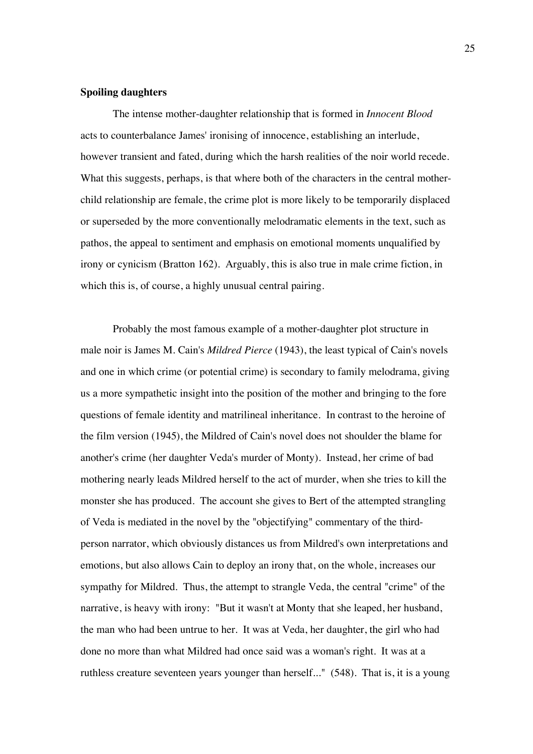**Spoiling daughters**

The intense mother-daughter relationship that is formed in *Innocent Blood* acts to counterbalance James' ironising of innocence, establishing an interlude, however transient and fated, during which the harsh realities of the noir world recede. What this suggests, perhaps, is that where both of the characters in the central mother-child relationship are female, the crime plot is more likely to be temporarily displaced or superseded by the more conventionally melodramatic elements in the text, such as pathos, the appeal to sentiment and emphasis on emotional moments unqualified by irony or cynicism (Bratton 162). Arguably, this is also true in male crime fiction, in which this is, of course, a highly unusual central pairing.

Probably the most famous example of a mother-daughter plot structure in male noir is James M. Cain's *Mildred Pierce* (1943), the least typical of Cain's novels and one in which crime (or potential crime) is secondary to family melodrama, giving us a more sympathetic insight into the position of the mother and bringing to the fore questions of female identity and matrilineal inheritance. In contrast to the heroine of the film version (1945), the Mildred of Cain's novel does not shoulder the blame for another's crime (her daughter Veda's murder of Monty). Instead, her crime of bad mothering nearly leads Mildred herself to the act of murder, when she tries to kill the monster she has produced. The account she gives to Bert of the attempted strangling of Veda is mediated in the novel by the "objectifying" commentary of the third-person narrator, which obviously distances us from Mildred's own interpretations and emotions, but also allows Cain to deploy an irony that, on the whole, increases our sympathy for Mildred. Thus, the attempt to strangle Veda, the central "crime" of the narrative, is heavy with irony: "But it wasn't at Monty that she leaped, her husband, the man who had been untrue to her. It was at Veda, her daughter, the girl who had done no more than what Mildred had once said was a woman's right. It was at a ruthless creature seventeen years younger than herself..." (548). That is, it is a young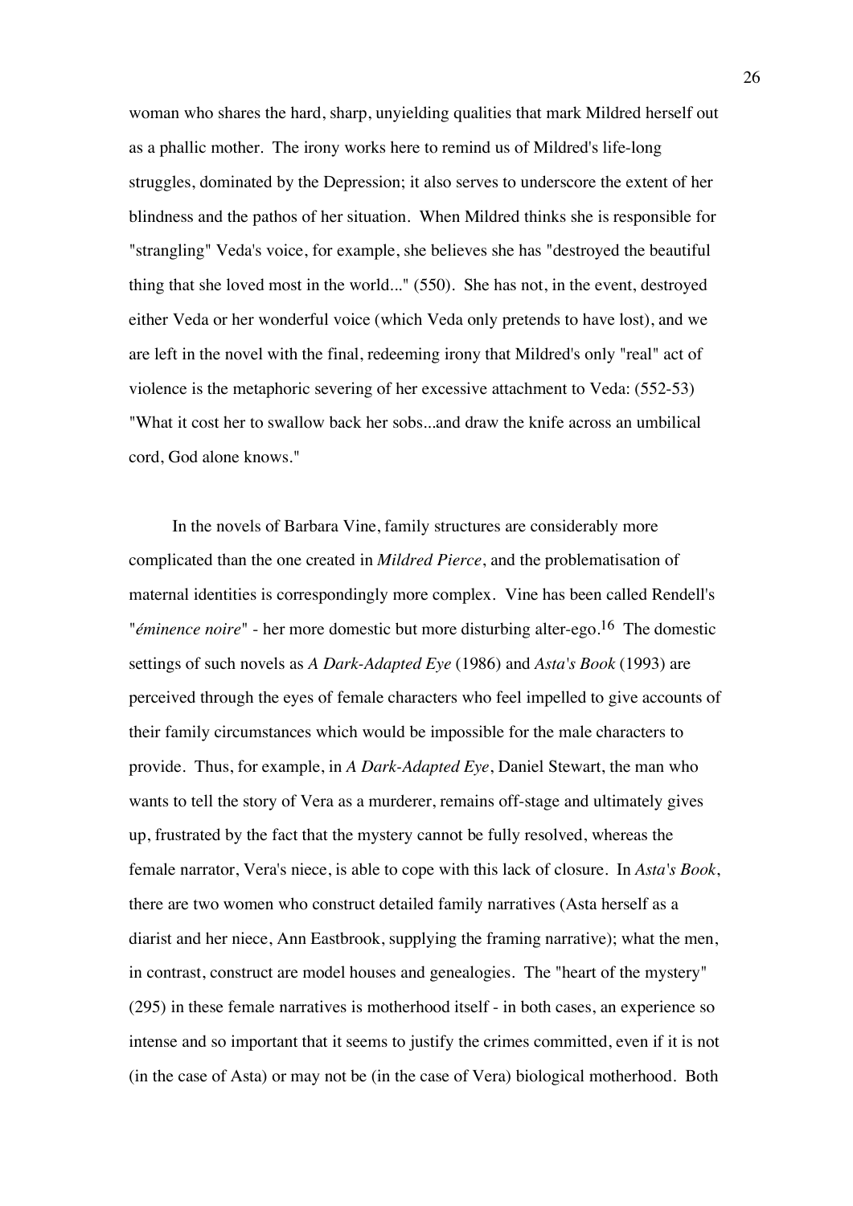woman who shares the hard, sharp, unyielding qualities that mark Mildred herself out as a phallic mother. The irony works here to remind us of Mildred's life-long struggles, dominated by the Depression; it also serves to underscore the extent of her blindness and the pathos of her situation. When Mildred thinks she is responsible for "strangling" Veda's voice, for example, she believes she has "destroyed the beautiful thing that she loved most in the world..." (550). She has not, in the event, destroyed either Veda or her wonderful voice (which Veda only pretends to have lost), and we are left in the novel with the final, redeeming irony that Mildred's only "real" act of violence is the metaphoric severing of her excessive attachment to Veda: (552-53) "What it cost her to swallow back her sobs...and draw the knife across an umbilical cord, God alone knows."

In the novels of Barbara Vine, family structures are considerably more complicated than the one created in *Mildred Pierce*, and the problematisation of maternal identities is correspondingly more complex. Vine has been called Rendell's "*éminence noire*" - her more domestic but more disturbing alter-ego.[16] The domestic settings of such novels as *A Dark-Adapted Eye* (1986) and *Asta's Book* (1993) are perceived through the eyes of female characters who feel impelled to give accounts of their family circumstances which would be impossible for the male characters to provide. Thus, for example, in *A Dark-Adapted Eye*, Daniel Stewart, the man who wants to tell the story of Vera as a murderer, remains off-stage and ultimately gives up, frustrated by the fact that the mystery cannot be fully resolved, whereas the female narrator, Vera's niece, is able to cope with this lack of closure. In *Asta's Book*, there are two women who construct detailed family narratives (Asta herself as a diarist and her niece, Ann Eastbrook, supplying the framing narrative); what the men, in contrast, construct are model houses and genealogies. The "heart of the mystery" (295) in these female narratives is motherhood itself - in both cases, an experience so intense and so important that it seems to justify the crimes committed, even if it is not (in the case of Asta) or may not be (in the case of Vera) biological motherhood. Both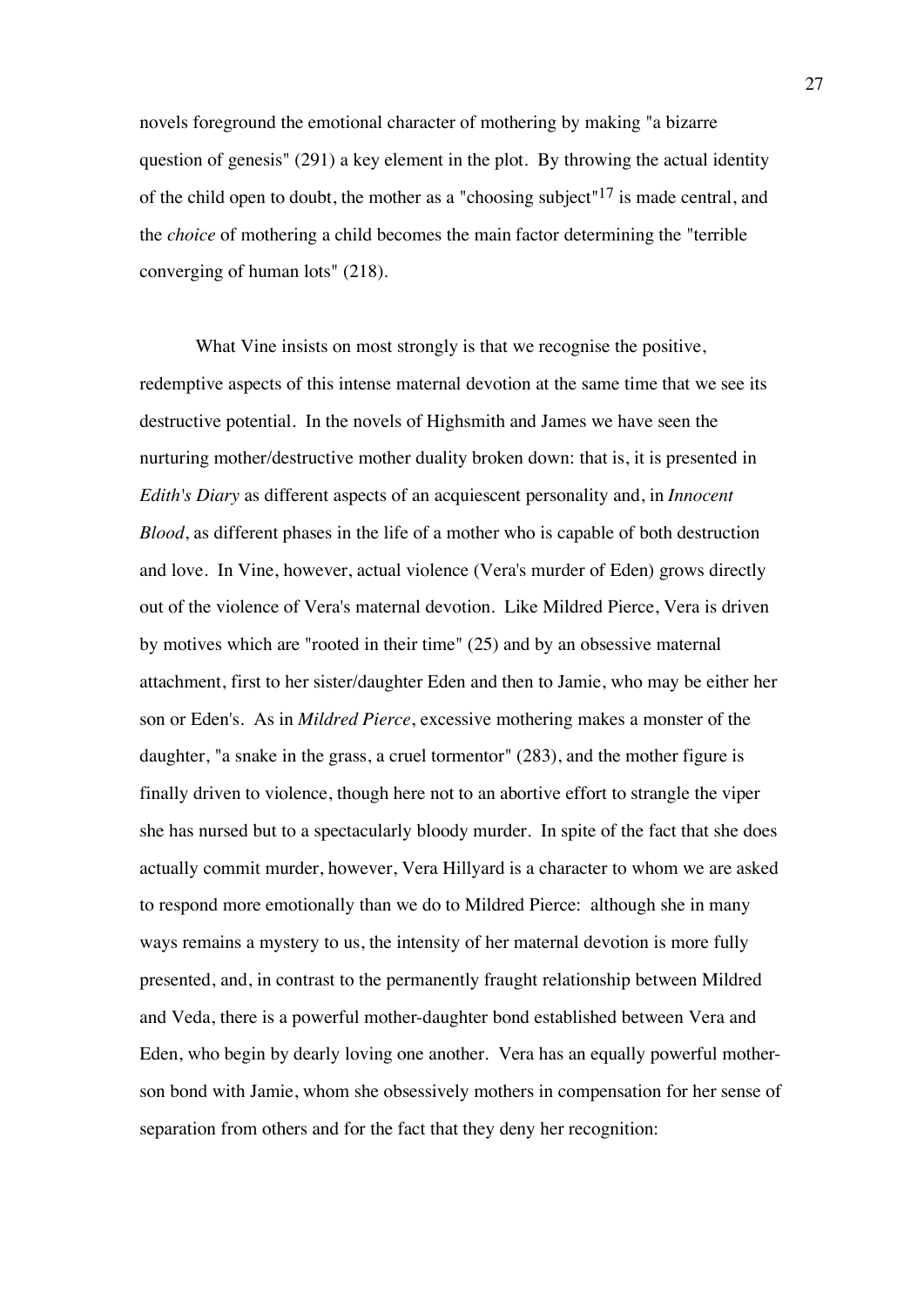novels foreground the emotional character of mothering by making "a bizarre question of genesis" (291) a key element in the plot. By throwing the actual identity of the child open to doubt, the mother as a "choosing subject"[17] is made central, and the *choice* of mothering a child becomes the main factor determining the "terrible converging of human lots" (218).

What Vine insists on most strongly is that we recognise the positive, redemptive aspects of this intense maternal devotion at the same time that we see its destructive potential. In the novels of Highsmith and James we have seen the nurturing mother/destructive mother duality broken down: that is, it is presented in *Edith's Diary* as different aspects of an acquiescent personality and, in *Innocent Blood*, as different phases in the life of a mother who is capable of both destruction and love. In Vine, however, actual violence (Vera's murder of Eden) grows directly out of the violence of Vera's maternal devotion. Like Mildred Pierce, Vera is driven by motives which are "rooted in their time" (25) and by an obsessive maternal attachment, first to her sister/daughter Eden and then to Jamie, who may be either her son or Eden's. As in *Mildred Pierce*, excessive mothering makes a monster of the daughter, "a snake in the grass, a cruel tormentor" (283), and the mother figure is finally driven to violence, though here not to an abortive effort to strangle the viper she has nursed but to a spectacularly bloody murder. In spite of the fact that she does actually commit murder, however, Vera Hillyard is a character to whom we are asked to respond more emotionally than we do to Mildred Pierce: although she in many ways remains a mystery to us, the intensity of her maternal devotion is more fully presented, and, in contrast to the permanently fraught relationship between Mildred and Veda, there is a powerful mother-daughter bond established between Vera and Eden, who begin by dearly loving one another. Vera has an equally powerful mother-son bond with Jamie, whom she obsessively mothers in compensation for her sense of separation from others and for the fact that they deny her recognition: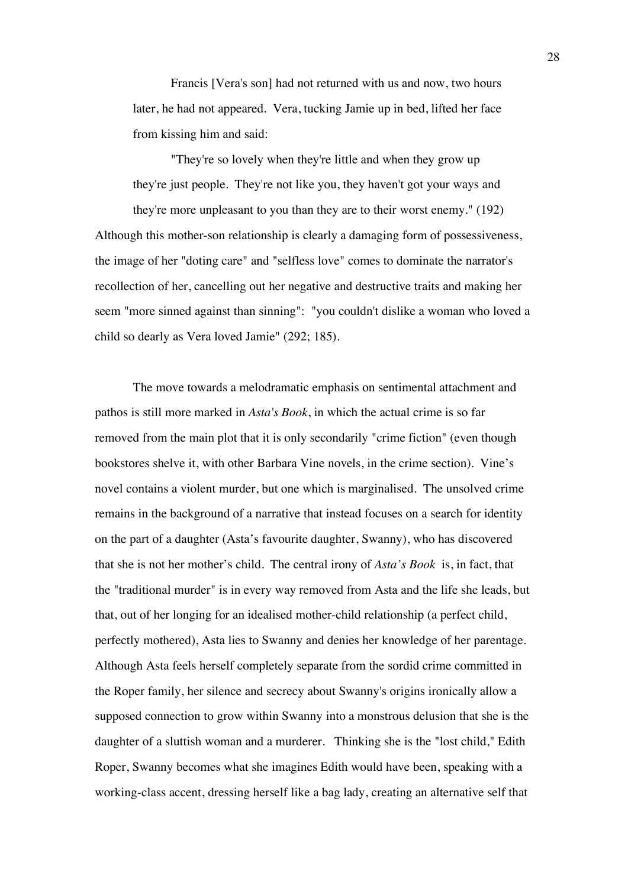> Francis [Vera's son] had not returned with us and now, two hours later, he had not appeared. Vera, tucking Jamie up in bed, lifted her face from kissing him and said:
>
> "They're so lovely when they're little and when they grow up they're just people. They're not like you, they haven't got your ways and they're more unpleasant to you than they are to their worst enemy." (192)

Although this mother-son relationship is clearly a damaging form of possessiveness, the image of her "doting care" and "selfless love" comes to dominate the narrator's recollection of her, cancelling out her negative and destructive traits and making her seem "more sinned against than sinning": "you couldn't dislike a woman who loved a child so dearly as Vera loved Jamie" (292; 185).

The move towards a melodramatic emphasis on sentimental attachment and pathos is still more marked in *Asta's Book*, in which the actual crime is so far removed from the main plot that it is only secondarily "crime fiction" (even though bookstores shelve it, with other Barbara Vine novels, in the crime section). Vine's novel contains a violent murder, but one which is marginalised. The unsolved crime remains in the background of a narrative that instead focuses on a search for identity on the part of a daughter (Asta's favourite daughter, Swanny), who has discovered that she is not her mother's child. The central irony of *Asta's Book* is, in fact, that the "traditional murder" is in every way removed from Asta and the life she leads, but that, out of her longing for an idealised mother-child relationship (a perfect child, perfectly mothered), Asta lies to Swanny and denies her knowledge of her parentage. Although Asta feels herself completely separate from the sordid crime committed in the Roper family, her silence and secrecy about Swanny's origins ironically allow a supposed connection to grow within Swanny into a monstrous delusion that she is the daughter of a sluttish woman and a murderer. Thinking she is the "lost child," Edith Roper, Swanny becomes what she imagines Edith would have been, speaking with a working-class accent, dressing herself like a bag lady, creating an alternative self that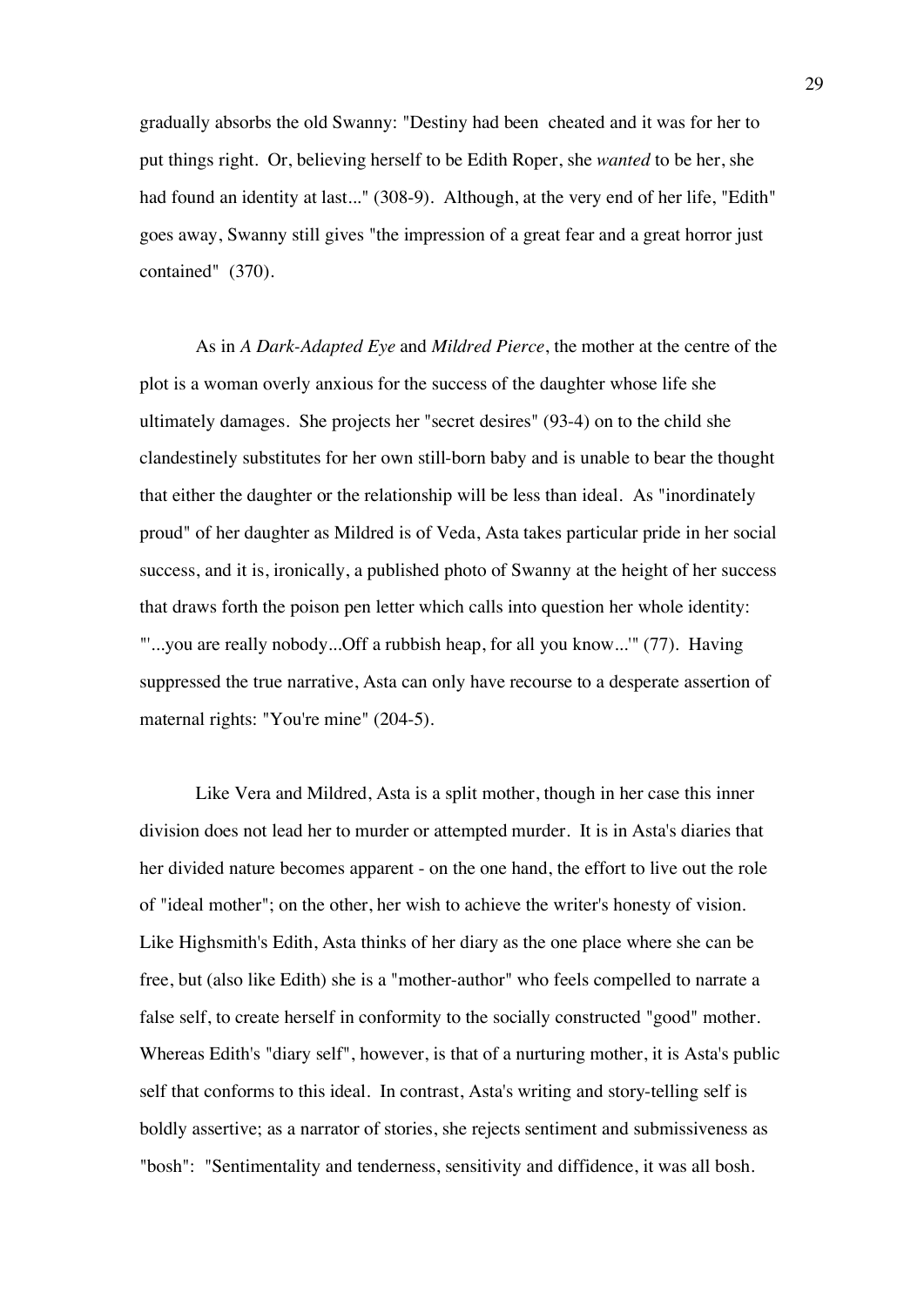gradually absorbs the old Swanny: "Destiny had been cheated and it was for her to put things right. Or, believing herself to be Edith Roper, she *wanted* to be her, she had found an identity at last..." (308-9). Although, at the very end of her life, "Edith" goes away, Swanny still gives "the impression of a great fear and a great horror just contained" (370).

As in *A Dark-Adapted Eye* and *Mildred Pierce*, the mother at the centre of the plot is a woman overly anxious for the success of the daughter whose life she ultimately damages. She projects her "secret desires" (93-4) on to the child she clandestinely substitutes for her own still-born baby and is unable to bear the thought that either the daughter or the relationship will be less than ideal. As "inordinately proud" of her daughter as Mildred is of Veda, Asta takes particular pride in her social success, and it is, ironically, a published photo of Swanny at the height of her success that draws forth the poison pen letter which calls into question her whole identity: "'...you are really nobody...Off a rubbish heap, for all you know...'" (77). Having suppressed the true narrative, Asta can only have recourse to a desperate assertion of maternal rights: "You're mine" (204-5).

Like Vera and Mildred, Asta is a split mother, though in her case this inner division does not lead her to murder or attempted murder. It is in Asta's diaries that her divided nature becomes apparent - on the one hand, the effort to live out the role of "ideal mother"; on the other, her wish to achieve the writer's honesty of vision. Like Highsmith's Edith, Asta thinks of her diary as the one place where she can be free, but (also like Edith) she is a "mother-author" who feels compelled to narrate a false self, to create herself in conformity to the socially constructed "good" mother. Whereas Edith's "diary self", however, is that of a nurturing mother, it is Asta's public self that conforms to this ideal. In contrast, Asta's writing and story-telling self is boldly assertive; as a narrator of stories, she rejects sentiment and submissiveness as "bosh": "Sentimentality and tenderness, sensitivity and diffidence, it was all bosh.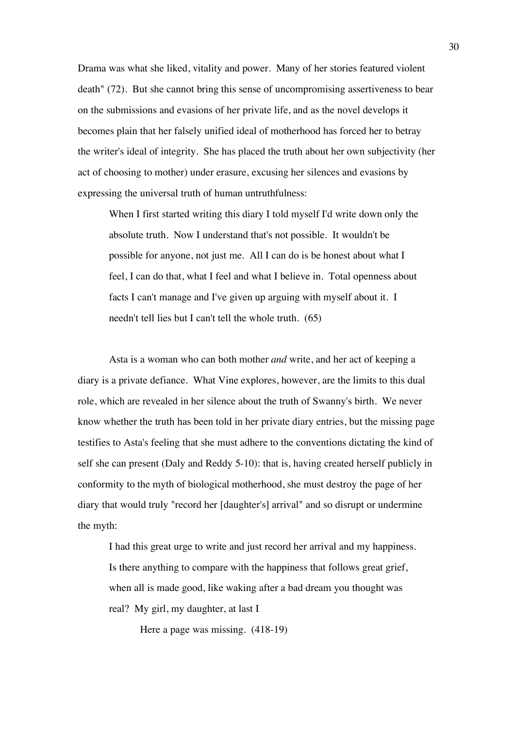Drama was what she liked, vitality and power. Many of her stories featured violent death" (72). But she cannot bring this sense of uncompromising assertiveness to bear on the submissions and evasions of her private life, and as the novel develops it becomes plain that her falsely unified ideal of motherhood has forced her to betray the writer's ideal of integrity. She has placed the truth about her own subjectivity (her act of choosing to mother) under erasure, excusing her silences and evasions by expressing the universal truth of human untruthfulness:

> When I first started writing this diary I told myself I'd write down only the absolute truth. Now I understand that's not possible. It wouldn't be possible for anyone, not just me. All I can do is be honest about what I feel, I can do that, what I feel and what I believe in. Total openness about facts I can't manage and I've given up arguing with myself about it. I needn't tell lies but I can't tell the whole truth. (65)

Asta is a woman who can both mother *and* write, and her act of keeping a diary is a private defiance. What Vine explores, however, are the limits to this dual role, which are revealed in her silence about the truth of Swanny's birth. We never know whether the truth has been told in her private diary entries, but the missing page testifies to Asta's feeling that she must adhere to the conventions dictating the kind of self she can present (Daly and Reddy 5-10): that is, having created herself publicly in conformity to the myth of biological motherhood, she must destroy the page of her diary that would truly "record her [daughter's] arrival" and so disrupt or undermine the myth:

> I had this great urge to write and just record her arrival and my happiness. Is there anything to compare with the happiness that follows great grief, when all is made good, like waking after a bad dream you thought was real? My girl, my daughter, at last I
>
> Here a page was missing. (418-19)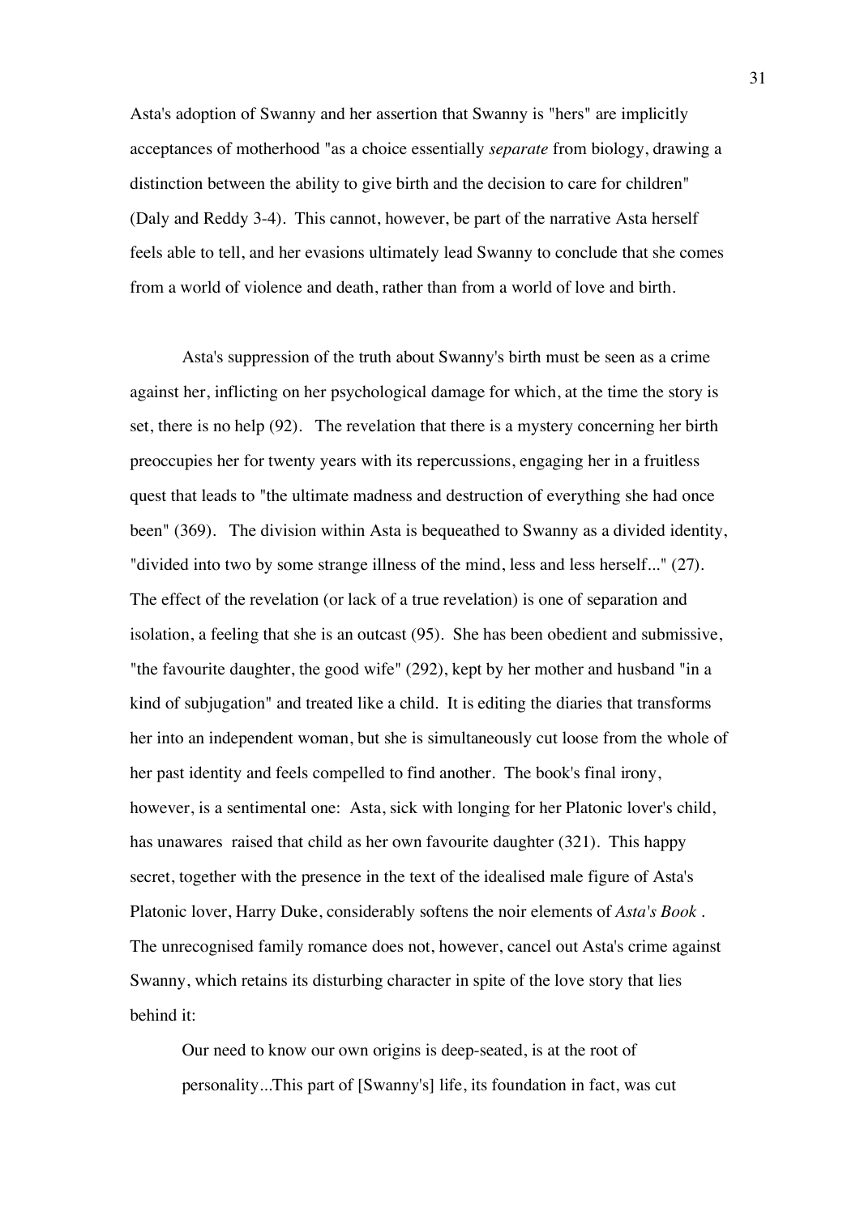Asta's adoption of Swanny and her assertion that Swanny is "hers" are implicitly acceptances of motherhood "as a choice essentially *separate* from biology, drawing a distinction between the ability to give birth and the decision to care for children" (Daly and Reddy 3-4). This cannot, however, be part of the narrative Asta herself feels able to tell, and her evasions ultimately lead Swanny to conclude that she comes from a world of violence and death, rather than from a world of love and birth.

Asta's suppression of the truth about Swanny's birth must be seen as a crime against her, inflicting on her psychological damage for which, at the time the story is set, there is no help (92). The revelation that there is a mystery concerning her birth preoccupies her for twenty years with its repercussions, engaging her in a fruitless quest that leads to "the ultimate madness and destruction of everything she had once been" (369). The division within Asta is bequeathed to Swanny as a divided identity, "divided into two by some strange illness of the mind, less and less herself..." (27). The effect of the revelation (or lack of a true revelation) is one of separation and isolation, a feeling that she is an outcast (95). She has been obedient and submissive, "the favourite daughter, the good wife" (292), kept by her mother and husband "in a kind of subjugation" and treated like a child. It is editing the diaries that transforms her into an independent woman, but she is simultaneously cut loose from the whole of her past identity and feels compelled to find another. The book's final irony, however, is a sentimental one: Asta, sick with longing for her Platonic lover's child, has unawares raised that child as her own favourite daughter (321). This happy secret, together with the presence in the text of the idealised male figure of Asta's Platonic lover, Harry Duke, considerably softens the noir elements of *Asta's Book* . The unrecognised family romance does not, however, cancel out Asta's crime against Swanny, which retains its disturbing character in spite of the love story that lies behind it:

> Our need to know our own origins is deep-seated, is at the root of personality...This part of [Swanny's] life, its foundation in fact, was cut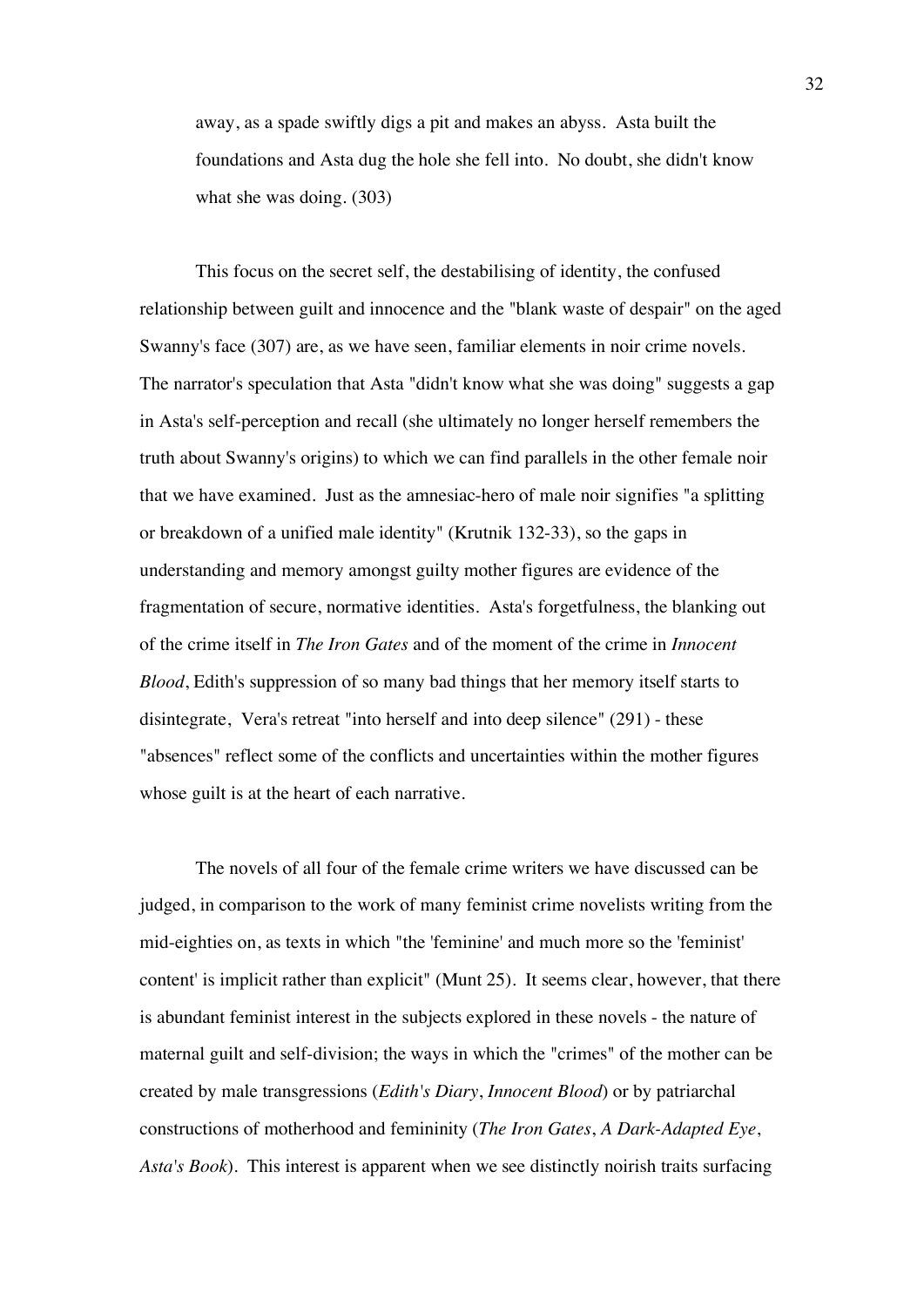> away, as a spade swiftly digs a pit and makes an abyss. Asta built the foundations and Asta dug the hole she fell into. No doubt, she didn't know what she was doing. (303)

This focus on the secret self, the destabilising of identity, the confused relationship between guilt and innocence and the "blank waste of despair" on the aged Swanny's face (307) are, as we have seen, familiar elements in noir crime novels. The narrator's speculation that Asta "didn't know what she was doing" suggests a gap in Asta's self-perception and recall (she ultimately no longer herself remembers the truth about Swanny's origins) to which we can find parallels in the other female noir that we have examined. Just as the amnesiac-hero of male noir signifies "a splitting or breakdown of a unified male identity" (Krutnik 132-33), so the gaps in understanding and memory amongst guilty mother figures are evidence of the fragmentation of secure, normative identities. Asta's forgetfulness, the blanking out of the crime itself in *The Iron Gates* and of the moment of the crime in *Innocent Blood*, Edith's suppression of so many bad things that her memory itself starts to disintegrate, Vera's retreat "into herself and into deep silence" (291) - these "absences" reflect some of the conflicts and uncertainties within the mother figures whose guilt is at the heart of each narrative.

The novels of all four of the female crime writers we have discussed can be judged, in comparison to the work of many feminist crime novelists writing from the mid-eighties on, as texts in which "the 'feminine' and much more so the 'feminist' content' is implicit rather than explicit" (Munt 25). It seems clear, however, that there is abundant feminist interest in the subjects explored in these novels - the nature of maternal guilt and self-division; the ways in which the "crimes" of the mother can be created by male transgressions (*Edith's Diary*, *Innocent Blood*) or by patriarchal constructions of motherhood and femininity (*The Iron Gates*, *A Dark-Adapted Eye*, *Asta's Book*). This interest is apparent when we see distinctly noirish traits surfacing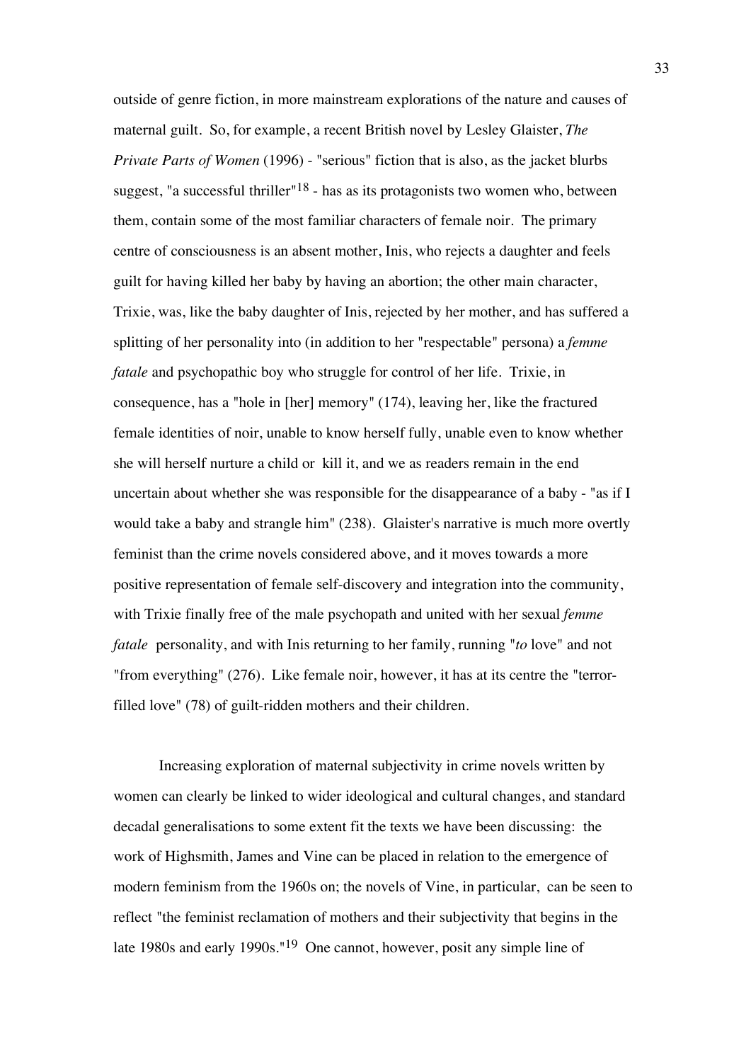outside of genre fiction, in more mainstream explorations of the nature and causes of maternal guilt. So, for example, a recent British novel by Lesley Glaister, *The Private Parts of Women* (1996) - "serious" fiction that is also, as the jacket blurbs suggest, "a successful thriller"[18] - has as its protagonists two women who, between them, contain some of the most familiar characters of female noir. The primary centre of consciousness is an absent mother, Inis, who rejects a daughter and feels guilt for having killed her baby by having an abortion; the other main character, Trixie, was, like the baby daughter of Inis, rejected by her mother, and has suffered a splitting of her personality into (in addition to her "respectable" persona) a *femme fatale* and psychopathic boy who struggle for control of her life. Trixie, in consequence, has a "hole in [her] memory" (174), leaving her, like the fractured female identities of noir, unable to know herself fully, unable even to know whether she will herself nurture a child or kill it, and we as readers remain in the end uncertain about whether she was responsible for the disappearance of a baby - "as if I would take a baby and strangle him" (238). Glaister's narrative is much more overtly feminist than the crime novels considered above, and it moves towards a more positive representation of female self-discovery and integration into the community, with Trixie finally free of the male psychopath and united with her sexual *femme fatale* personality, and with Inis returning to her family, running "*to* love" and not "from everything" (276). Like female noir, however, it has at its centre the "terror-filled love" (78) of guilt-ridden mothers and their children.

Increasing exploration of maternal subjectivity in crime novels written by women can clearly be linked to wider ideological and cultural changes, and standard decadal generalisations to some extent fit the texts we have been discussing: the work of Highsmith, James and Vine can be placed in relation to the emergence of modern feminism from the 1960s on; the novels of Vine, in particular, can be seen to reflect "the feminist reclamation of mothers and their subjectivity that begins in the late 1980s and early 1990s."[19] One cannot, however, posit any simple line of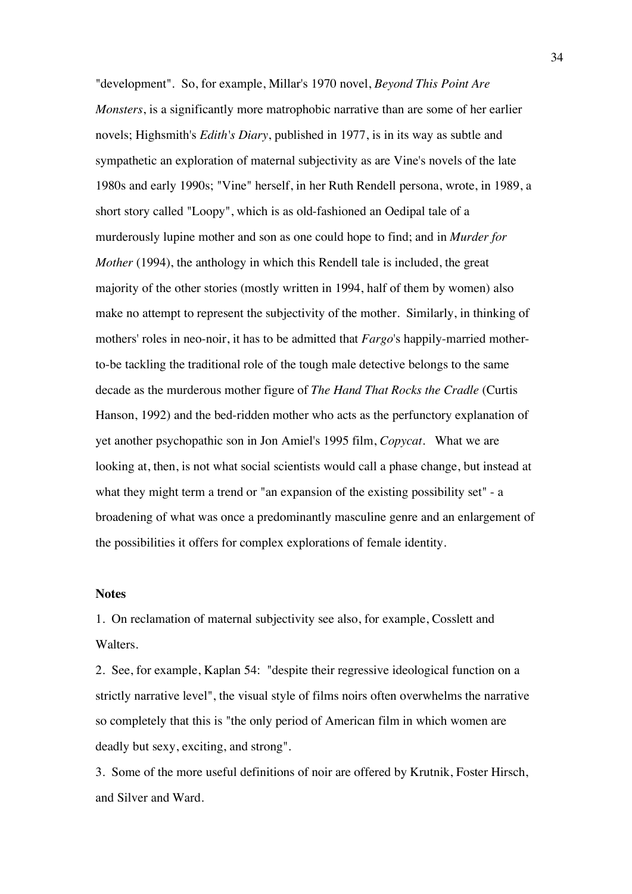"development". So, for example, Millar's 1970 novel, *Beyond This Point Are Monsters*, is a significantly more matrophobic narrative than are some of her earlier novels; Highsmith's *Edith's Diary*, published in 1977, is in its way as subtle and sympathetic an exploration of maternal subjectivity as are Vine's novels of the late 1980s and early 1990s; "Vine" herself, in her Ruth Rendell persona, wrote, in 1989, a short story called "Loopy", which is as old-fashioned an Oedipal tale of a murderously lupine mother and son as one could hope to find; and in *Murder for Mother* (1994), the anthology in which this Rendell tale is included, the great majority of the other stories (mostly written in 1994, half of them by women) also make no attempt to represent the subjectivity of the mother. Similarly, in thinking of mothers' roles in neo-noir, it has to be admitted that *Fargo*'s happily-married mother-to-be tackling the traditional role of the tough male detective belongs to the same decade as the murderous mother figure of *The Hand That Rocks the Cradle* (Curtis Hanson, 1992) and the bed-ridden mother who acts as the perfunctory explanation of yet another psychopathic son in Jon Amiel's 1995 film, *Copycat*. What we are looking at, then, is not what social scientists would call a phase change, but instead at what they might term a trend or "an expansion of the existing possibility set" - a broadening of what was once a predominantly masculine genre and an enlargement of the possibilities it offers for complex explorations of female identity.

**Notes**

1. On reclamation of maternal subjectivity see also, for example, Cosslett and Walters.

2. See, for example, Kaplan 54: "despite their regressive ideological function on a strictly narrative level", the visual style of films noirs often overwhelms the narrative so completely that this is "the only period of American film in which women are deadly but sexy, exciting, and strong".

3. Some of the more useful definitions of noir are offered by Krutnik, Foster Hirsch, and Silver and Ward.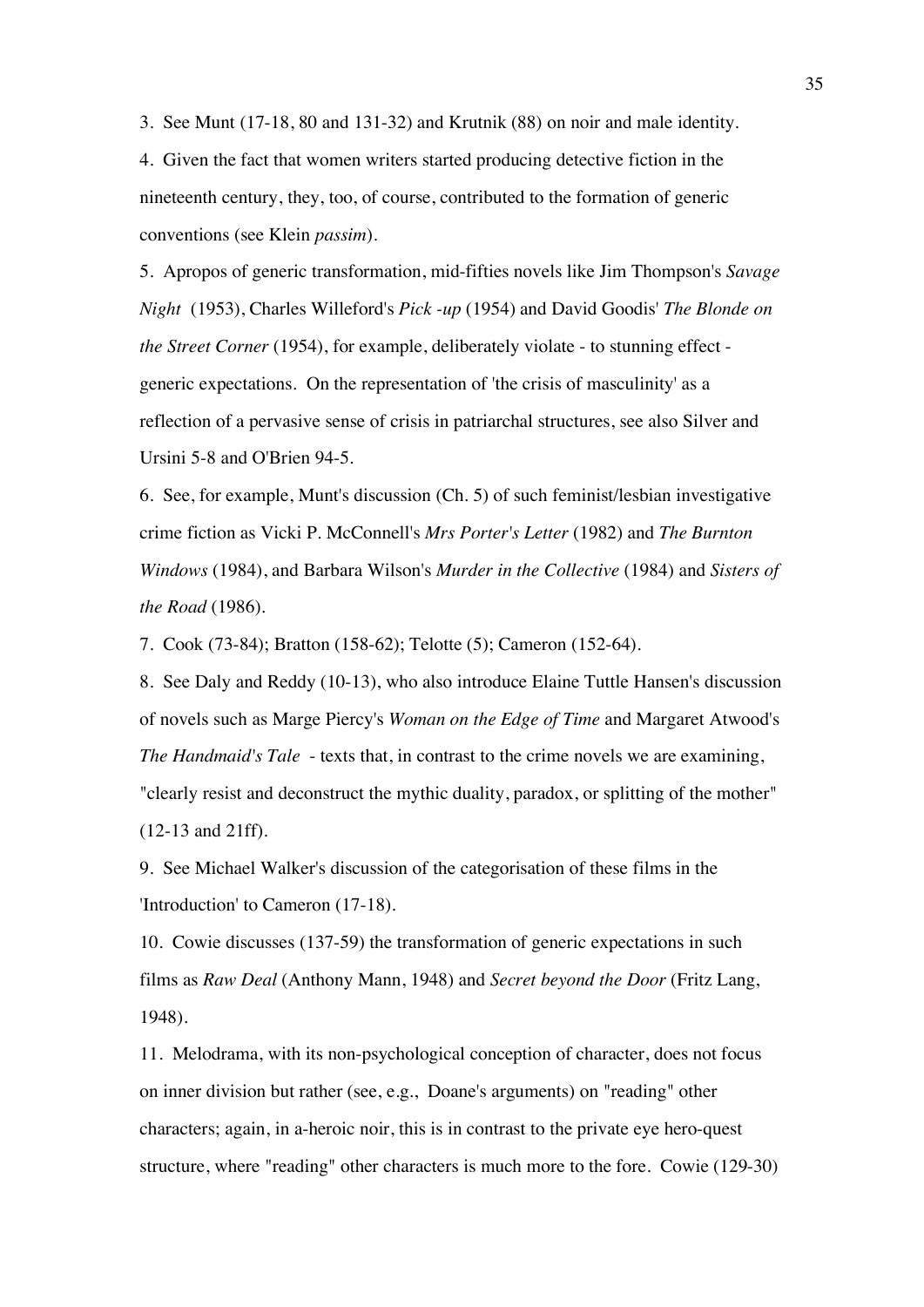3. See Munt (17-18, 80 and 131-32) and Krutnik (88) on noir and male identity.

4. Given the fact that women writers started producing detective fiction in the nineteenth century, they, too, of course, contributed to the formation of generic conventions (see Klein *passim*).

5. Apropos of generic transformation, mid-fifties novels like Jim Thompson's *Savage Night* (1953), Charles Willeford's *Pick -up* (1954) and David Goodis' *The Blonde on the Street Corner* (1954), for example, deliberately violate - to stunning effect - generic expectations. On the representation of 'the crisis of masculinity' as a reflection of a pervasive sense of crisis in patriarchal structures, see also Silver and Ursini 5-8 and O'Brien 94-5.

6. See, for example, Munt's discussion (Ch. 5) of such feminist/lesbian investigative crime fiction as Vicki P. McConnell's *Mrs Porter's Letter* (1982) and *The Burnton Windows* (1984), and Barbara Wilson's *Murder in the Collective* (1984) and *Sisters of the Road* (1986).

7. Cook (73-84); Bratton (158-62); Telotte (5); Cameron (152-64).

8. See Daly and Reddy (10-13), who also introduce Elaine Tuttle Hansen's discussion of novels such as Marge Piercy's *Woman on the Edge of Time* and Margaret Atwood's *The Handmaid's Tale* - texts that, in contrast to the crime novels we are examining, "clearly resist and deconstruct the mythic duality, paradox, or splitting of the mother" (12-13 and 21ff).

9. See Michael Walker's discussion of the categorisation of these films in the 'Introduction' to Cameron (17-18).

10. Cowie discusses (137-59) the transformation of generic expectations in such films as *Raw Deal* (Anthony Mann, 1948) and *Secret beyond the Door* (Fritz Lang, 1948).

11. Melodrama, with its non-psychological conception of character, does not focus on inner division but rather (see, e.g., Doane's arguments) on "reading" other characters; again, in a-heroic noir, this is in contrast to the private eye hero-quest structure, where "reading" other characters is much more to the fore. Cowie (129-30)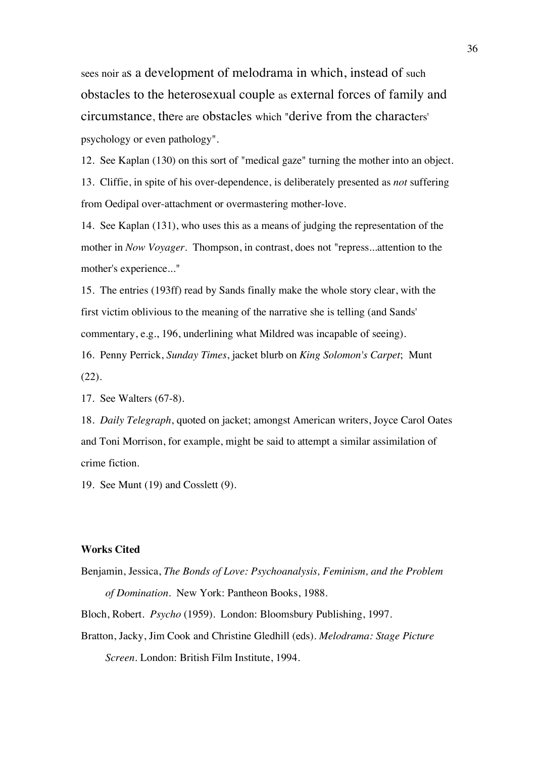sees noir as a development of melodrama in which, instead of such obstacles to the heterosexual couple as external forces of family and circumstance, there are obstacles which "derive from the characters' psychology or even pathology".

12. See Kaplan (130) on this sort of "medical gaze" turning the mother into an object.

13. Cliffie, in spite of his over-dependence, is deliberately presented as *not* suffering from Oedipal over-attachment or overmastering mother-love.

14. See Kaplan (131), who uses this as a means of judging the representation of the mother in *Now Voyager*. Thompson, in contrast, does not "repress...attention to the mother's experience..."

15. The entries (193ff) read by Sands finally make the whole story clear, with the first victim oblivious to the meaning of the narrative she is telling (and Sands' commentary, e.g., 196, underlining what Mildred was incapable of seeing).

16. Penny Perrick, *Sunday Times*, jacket blurb on *King Solomon's Carpet*; Munt (22).

17. See Walters (67-8).

18. *Daily Telegraph*, quoted on jacket; amongst American writers, Joyce Carol Oates and Toni Morrison, for example, might be said to attempt a similar assimilation of crime fiction.

19. See Munt (19) and Cosslett (9).

**Works Cited**

Benjamin, Jessica, *The Bonds of Love: Psychoanalysis, Feminism, and the Problem of Domination*. New York: Pantheon Books, 1988.

Bloch, Robert. *Psycho* (1959). London: Bloomsbury Publishing, 1997.

Bratton, Jacky, Jim Cook and Christine Gledhill (eds). *Melodrama: Stage Picture Screen*. London: British Film Institute, 1994.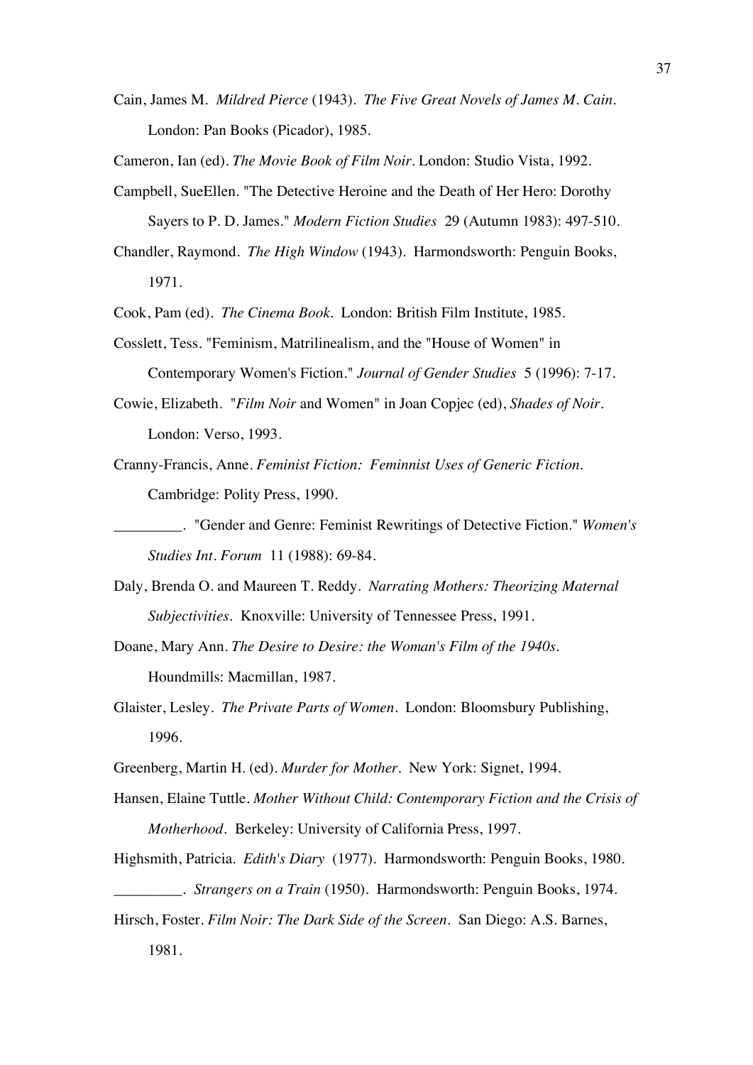Cain, James M. *Mildred Pierce* (1943). *The Five Great Novels of James M. Cain.* London: Pan Books (Picador), 1985.

Cameron, Ian (ed). *The Movie Book of Film Noir.* London: Studio Vista, 1992.

Campbell, SueEllen. "The Detective Heroine and the Death of Her Hero: Dorothy Sayers to P. D. James." *Modern Fiction Studies* 29 (Autumn 1983): 497-510.

Chandler, Raymond. *The High Window* (1943). Harmondsworth: Penguin Books, 1971.

Cook, Pam (ed). *The Cinema Book.* London: British Film Institute, 1985.

Cosslett, Tess. "Feminism, Matrilinealism, and the "House of Women" in Contemporary Women's Fiction." *Journal of Gender Studies* 5 (1996): 7-17.

Cowie, Elizabeth. "*Film Noir* and Women" in Joan Copjec (ed), *Shades of Noir.* London: Verso, 1993.

Cranny-Francis, Anne. *Feminist Fiction: Feminnist Uses of Generic Fiction.* Cambridge: Polity Press, 1990.

_________. "Gender and Genre: Feminist Rewritings of Detective Fiction." *Women's Studies Int. Forum* 11 (1988): 69-84.

Daly, Brenda O. and Maureen T. Reddy. *Narrating Mothers: Theorizing Maternal Subjectivities.* Knoxville: University of Tennessee Press, 1991.

Doane, Mary Ann. *The Desire to Desire: the Woman's Film of the 1940s.* Houndmills: Macmillan, 1987.

Glaister, Lesley. *The Private Parts of Women.* London: Bloomsbury Publishing, 1996.

Greenberg, Martin H. (ed). *Murder for Mother.* New York: Signet, 1994.

Hansen, Elaine Tuttle. *Mother Without Child: Contemporary Fiction and the Crisis of Motherhood.* Berkeley: University of California Press, 1997.

Highsmith, Patricia. *Edith's Diary* (1977). Harmondsworth: Penguin Books, 1980.

_________. *Strangers on a Train* (1950). Harmondsworth: Penguin Books, 1974.

Hirsch, Foster. *Film Noir: The Dark Side of the Screen.* San Diego: A.S. Barnes, 1981.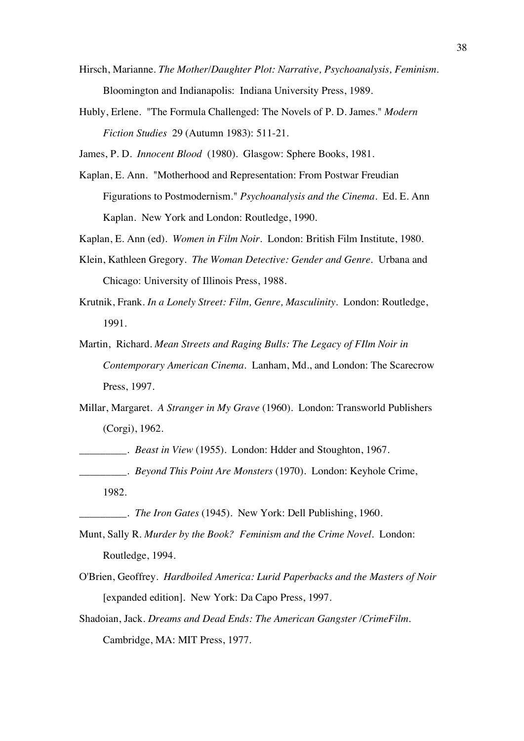Hirsch, Marianne. *The Mother/Daughter Plot: Narrative, Psychoanalysis, Feminism*. Bloomington and Indianapolis: Indiana University Press, 1989.

Hubly, Erlene. "The Formula Challenged: The Novels of P. D. James." *Modern Fiction Studies* 29 (Autumn 1983): 511-21.

James, P. D. *Innocent Blood* (1980). Glasgow: Sphere Books, 1981.

Kaplan, E. Ann. "Motherhood and Representation: From Postwar Freudian Figurations to Postmodernism." *Psychoanalysis and the Cinema*. Ed. E. Ann Kaplan. New York and London: Routledge, 1990.

Kaplan, E. Ann (ed). *Women in Film Noir*. London: British Film Institute, 1980.

Klein, Kathleen Gregory. *The Woman Detective: Gender and Genre*. Urbana and Chicago: University of Illinois Press, 1988.

Krutnik, Frank. *In a Lonely Street: Film, Genre, Masculinity*. London: Routledge, 1991.

Martin, Richard. *Mean Streets and Raging Bulls: The Legacy of FIlm Noir in Contemporary American Cinema*. Lanham, Md., and London: The Scarecrow Press, 1997.

Millar, Margaret. *A Stranger in My Grave* (1960). London: Transworld Publishers (Corgi), 1962.

_________. *Beast in View* (1955). London: Hdder and Stoughton, 1967.

_________. *Beyond This Point Are Monsters* (1970). London: Keyhole Crime, 1982.

_________. *The Iron Gates* (1945). New York: Dell Publishing, 1960.

Munt, Sally R. *Murder by the Book? Feminism and the Crime Novel*. London: Routledge, 1994.

O'Brien, Geoffrey. *Hardboiled America: Lurid Paperbacks and the Masters of Noir* [expanded edition]. New York: Da Capo Press, 1997.

Shadoian, Jack. *Dreams and Dead Ends: The American Gangster /CrimeFilm*. Cambridge, MA: MIT Press, 1977.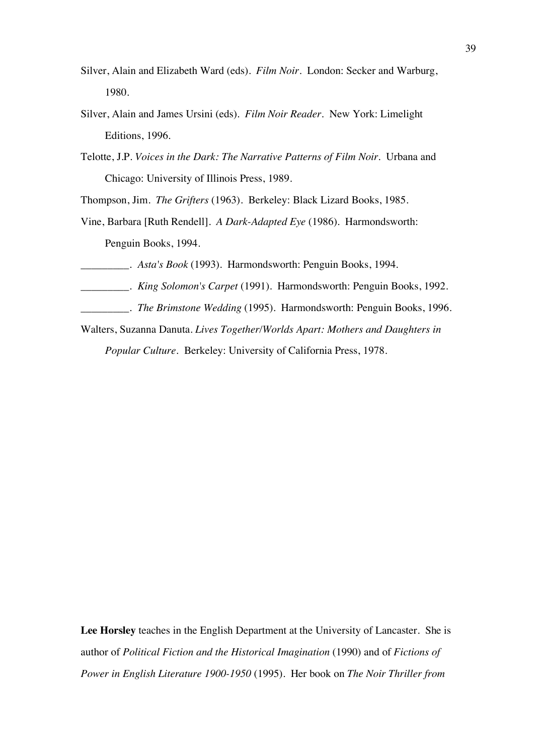Silver, Alain and Elizabeth Ward (eds). *Film Noir*. London: Secker and Warburg, 1980.

Silver, Alain and James Ursini (eds). *Film Noir Reader*. New York: Limelight Editions, 1996.

Telotte, J.P. *Voices in the Dark: The Narrative Patterns of Film Noir*. Urbana and Chicago: University of Illinois Press, 1989.

Thompson, Jim. *The Grifters* (1963). Berkeley: Black Lizard Books, 1985.

Vine, Barbara [Ruth Rendell]. *A Dark-Adapted Eye* (1986). Harmondsworth: Penguin Books, 1994.

_________. *Asta's Book* (1993). Harmondsworth: Penguin Books, 1994.

_________. *King Solomon's Carpet* (1991). Harmondsworth: Penguin Books, 1992.

_________. *The Brimstone Wedding* (1995). Harmondsworth: Penguin Books, 1996.

Walters, Suzanna Danuta. *Lives Together/Worlds Apart: Mothers and Daughters in Popular Culture*. Berkeley: University of California Press, 1978.

**Lee Horsley** teaches in the English Department at the University of Lancaster. She is author of *Political Fiction and the Historical Imagination* (1990) and of *Fictions of Power in English Literature 1900-1950* (1995). Her book on *The Noir Thriller from*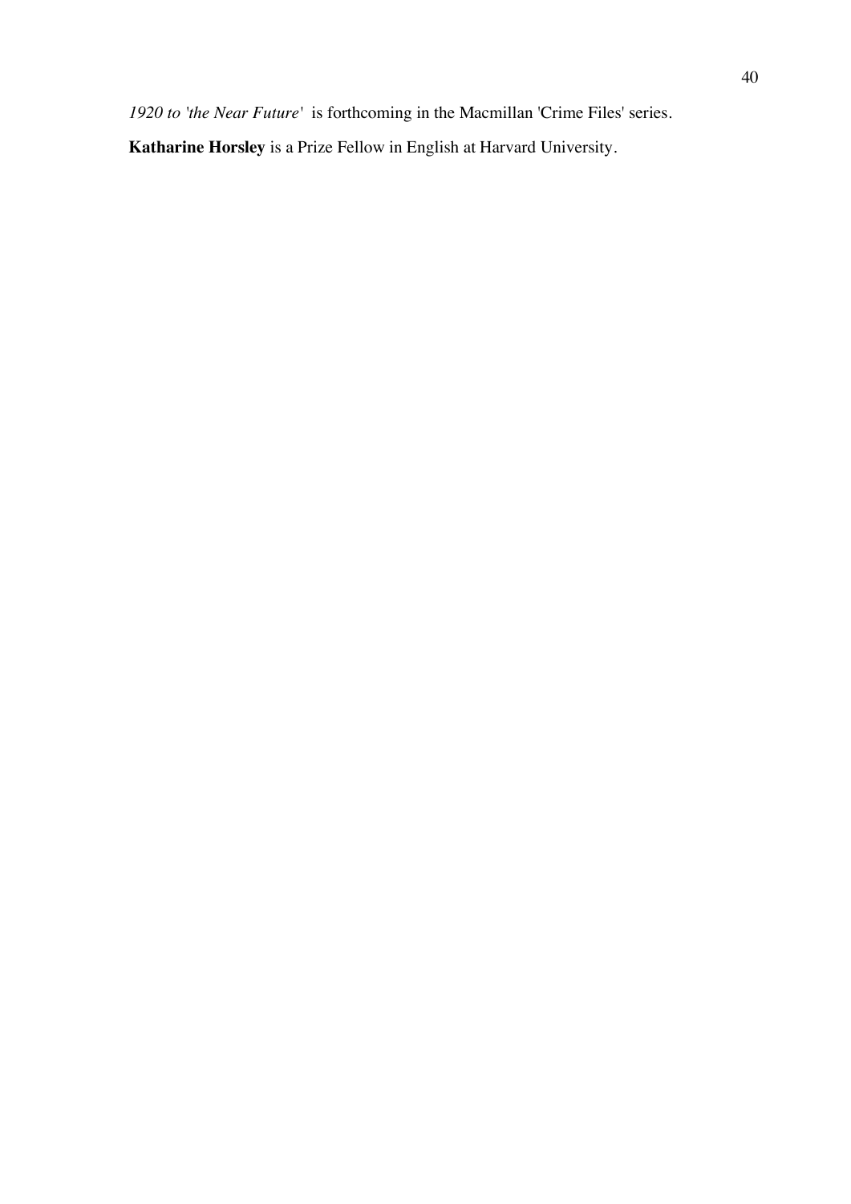*1920 to 'the Near Future'* is forthcoming in the Macmillan 'Crime Files' series.

**Katharine Horsley** is a Prize Fellow in English at Harvard University.